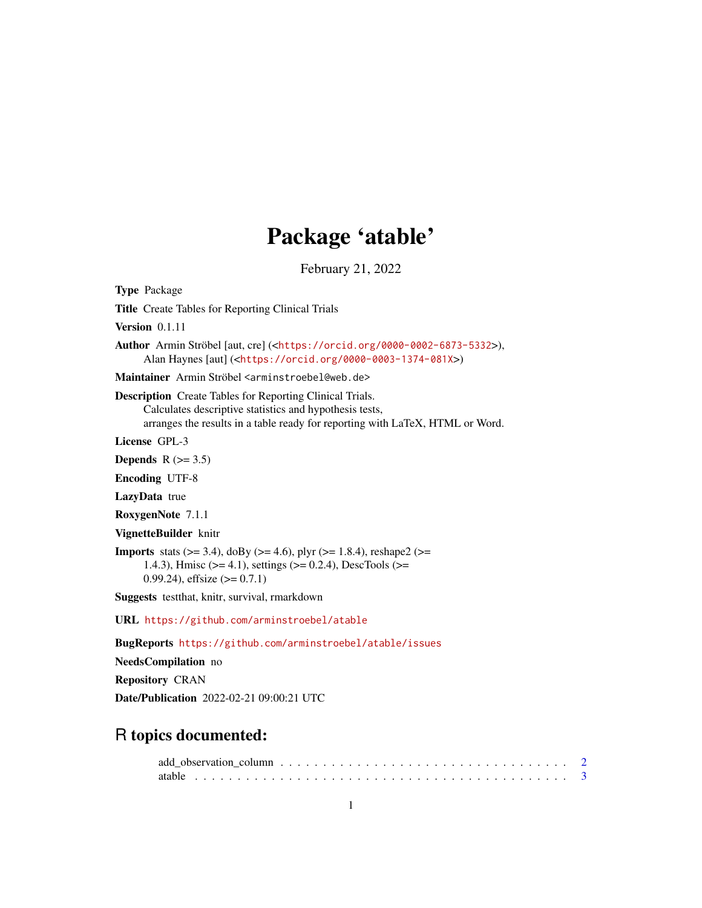# Package 'atable'

February 21, 2022

**Type** Package

**Title** Create Tables for Reporting Clinical Trials

**Version** 0.1.11

**Author** Armin Ströbel [aut, cre] (<https://orcid.org/0000-0002-6873-5332>), Alan Haynes [aut] (<https://orcid.org/0000-0003-1374-081X>)

**Maintainer** Armin Ströbel <arminstroebel@web.de>

**Description** Create Tables for Reporting Clinical Trials. Calculates descriptive statistics and hypothesis tests, arranges the results in a table ready for reporting with LaTeX, HTML or Word.

**License** GPL-3

**Depends** R (>= 3.5)

**Encoding** UTF-8

**LazyData** true

**RoxygenNote** 7.1.1

**VignetteBuilder** knitr

**Imports** stats (>= 3.4), doBy (>= 4.6), plyr (>= 1.8.4), reshape2 (>= 1.4.3), Hmisc (>= 4.1), settings (>= 0.2.4), DescTools (>= 0.99.24), effsize (>= 0.7.1)

**Suggests** testthat, knitr, survival, rmarkdown

**URL** https://github.com/arminstroebel/atable

**BugReports** https://github.com/arminstroebel/atable/issues

**NeedsCompilation** no

**Repository** CRAN

**Date/Publication** 2022-02-21 09:00:21 UTC

## R topics documented:

add_observation_column . . . . . . . . . . . . . . . . . . . . . . . . . . . . . . . . . . 2
atable . . . . . . . . . . . . . . . . . . . . . . . . . . . . . . . . . . . . . . . . . . . . 3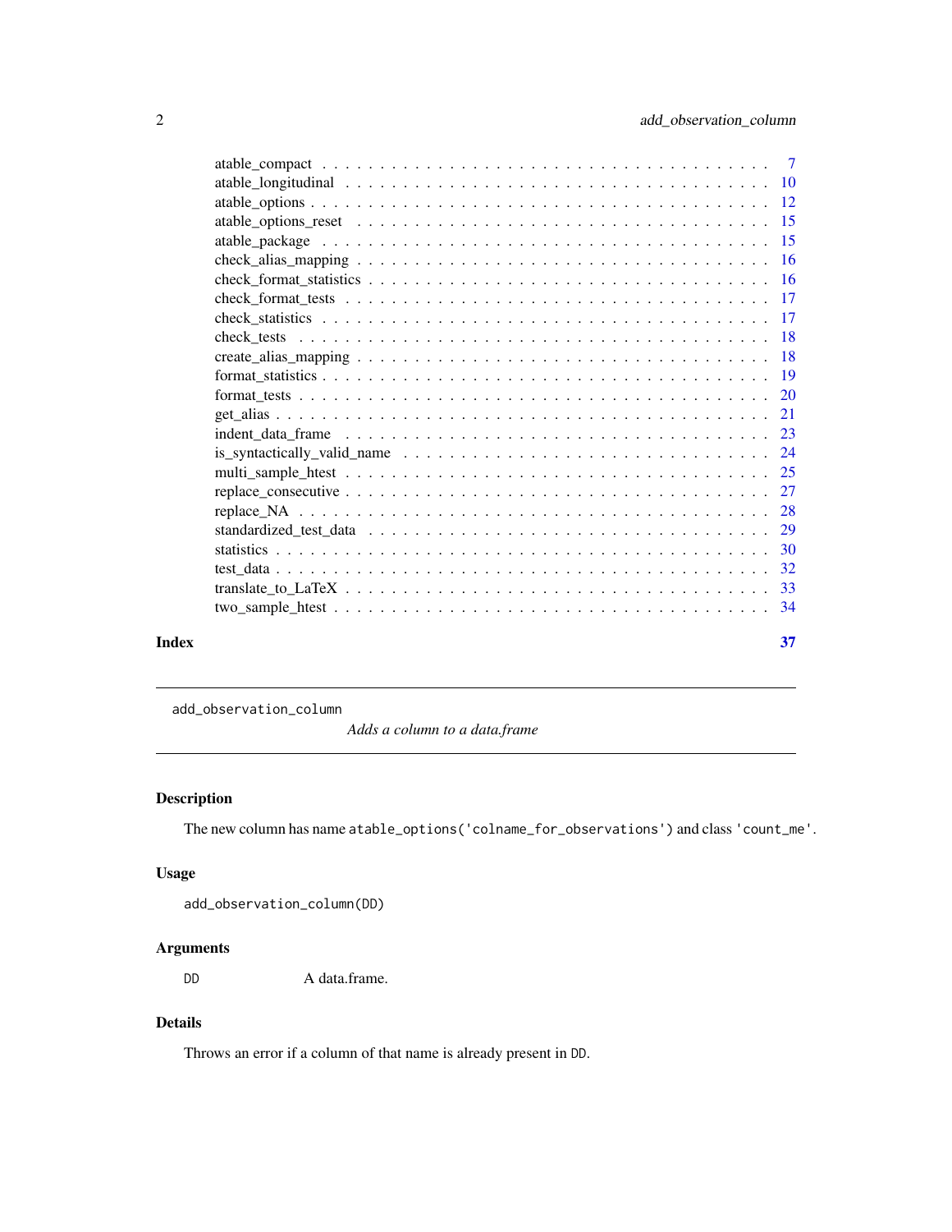| | |
|---|---|
| atable_compact | 7 |
| atable_longitudinal | 10 |
| atable_options | 12 |
| atable_options_reset | 15 |
| atable_package | 15 |
| check_alias_mapping | 16 |
| check_format_statistics | 16 |
| check_format_tests | 17 |
| check_statistics | 17 |
| check_tests | 18 |
| create_alias_mapping | 18 |
| format_statistics | 19 |
| format_tests | 20 |
| get_alias | 21 |
| indent_data_frame | 23 |
| is_syntactically_valid_name | 24 |
| multi_sample_htest | 25 |
| replace_consecutive | 27 |
| replace_NA | 28 |
| standardized_test_data | 29 |
| statistics | 30 |
| test_data | 32 |
| translate_to_LaTeX | 33 |
| two_sample_htest | 34 |

**Index** **37**

---

`add_observation_column` *Adds a column to a data.frame*

---

### Description

The new column has name `atable_options('colname_for_observations')` and class `'count_me'`.

### Usage

```
add_observation_column(DD)
```

### Arguments

| | |
|---|---|
| `DD` | A data.frame. |

### Details

Throws an error if a column of that name is already present in `DD`.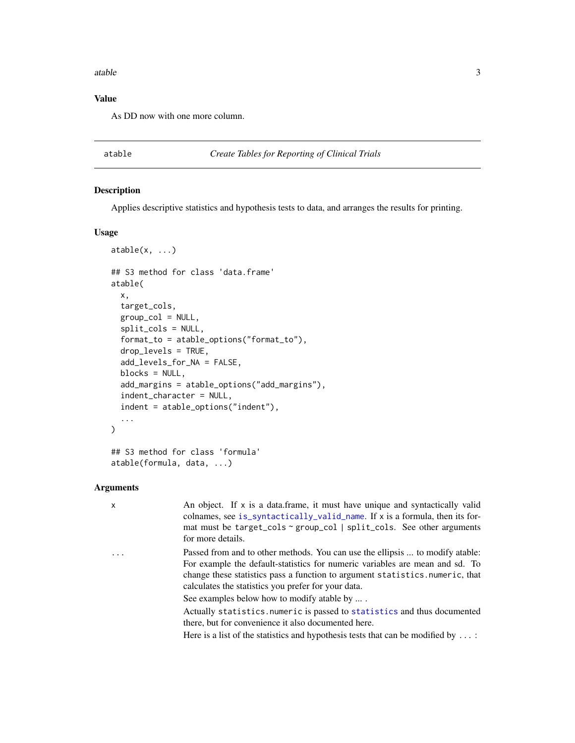## Value

As DD now with one more column.

---

`atable` *Create Tables for Reporting of Clinical Trials*

---

## Description

Applies descriptive statistics and hypothesis tests to data, and arranges the results for printing.

## Usage

```
atable(x, ...)

## S3 method for class 'data.frame'
atable(
  x,
  target_cols,
  group_col = NULL,
  split_cols = NULL,
  format_to = atable_options("format_to"),
  drop_levels = TRUE,
  add_levels_for_NA = FALSE,
  blocks = NULL,
  add_margins = atable_options("add_margins"),
  indent_character = NULL,
  indent = atable_options("indent"),
  ...
)

## S3 method for class 'formula'
atable(formula, data, ...)
```

## Arguments

| | |
|---|---|
| `x` | An object. If `x` is a data.frame, it must have unique and syntactically valid colnames, see `is_syntactically_valid_name`. If `x` is a formula, then its format must be `target_cols ~ group_col | split_cols`. See other arguments for more details. |
| `...` | Passed from and to other methods. You can use the ellipsis ... to modify atable: For example the default-statistics for numeric variables are mean and sd. To change these statistics pass a function to argument `statistics.numeric`, that calculates the statistics you prefer for your data.<br>See examples below how to modify atable by ... .<br>Actually `statistics.numeric` is passed to `statistics` and thus documented there, but for convenience it also documented here.<br>Here is a list of the statistics and hypothesis tests that can be modified by `...` : |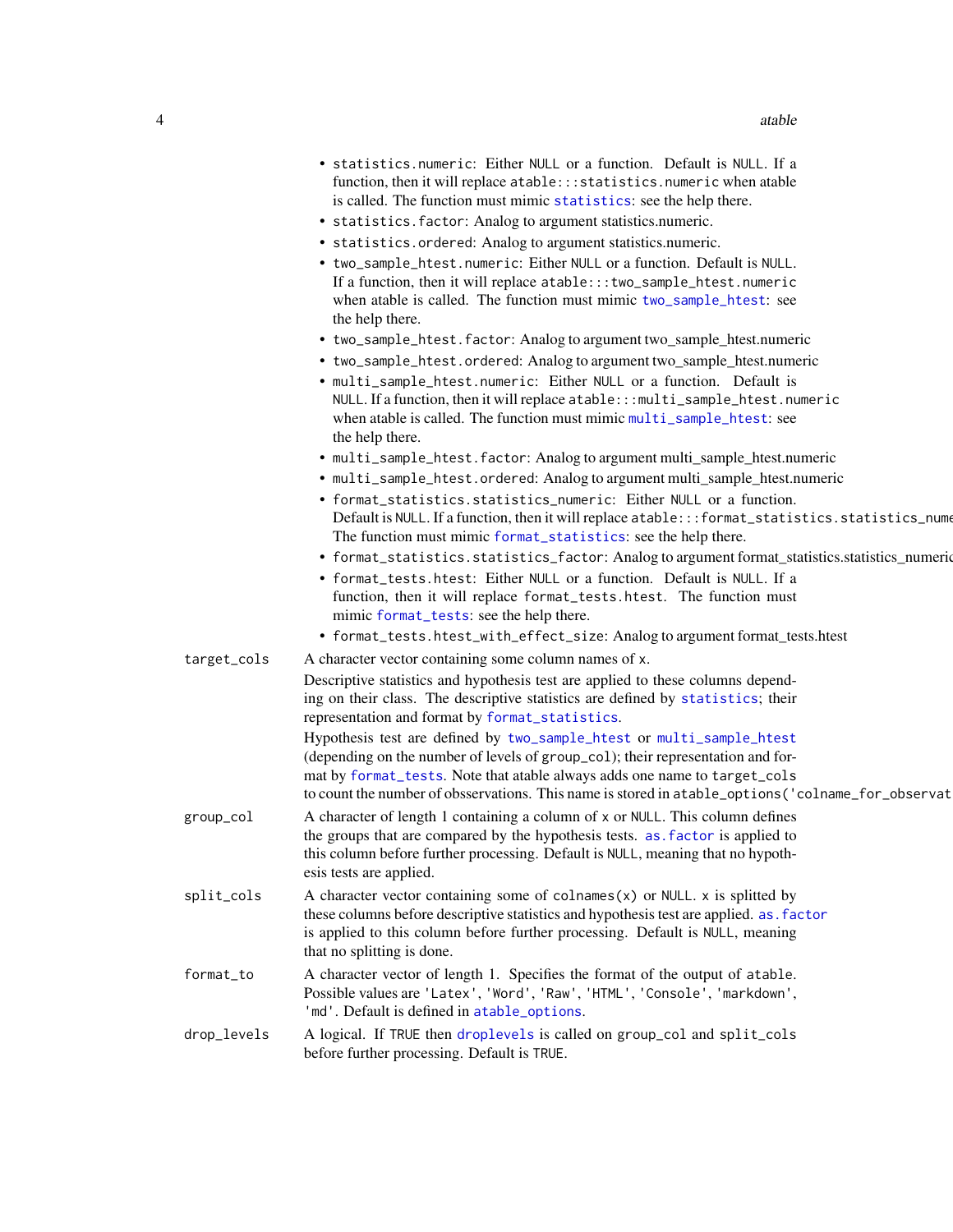- `statistics.numeric`: Either `NULL` or a function. Default is `NULL`. If a function, then it will replace `atable:::statistics.numeric` when atable is called. The function must mimic `statistics`: see the help there.
- `statistics.factor`: Analog to argument statistics.numeric.
- `statistics.ordered`: Analog to argument statistics.numeric.
- `two_sample_htest.numeric`: Either `NULL` or a function. Default is `NULL`. If a function, then it will replace `atable:::two_sample_htest.numeric` when atable is called. The function must mimic `two_sample_htest`: see the help there.
- `two_sample_htest.factor`: Analog to argument two_sample_htest.numeric
- `two_sample_htest.ordered`: Analog to argument two_sample_htest.numeric
- `multi_sample_htest.numeric`: Either `NULL` or a function. Default is `NULL`. If a function, then it will replace `atable:::multi_sample_htest.numeric` when atable is called. The function must mimic `multi_sample_htest`: see the help there.
- `multi_sample_htest.factor`: Analog to argument multi_sample_htest.numeric
- `multi_sample_htest.ordered`: Analog to argument multi_sample_htest.numeric
- `format_statistics.statistics_numeric`: Either `NULL` or a function. Default is `NULL`. If a function, then it will replace `atable:::format_statistics.statistics_nume` The function must mimic `format_statistics`: see the help there.
- `format_statistics.statistics_factor`: Analog to argument format_statistics.statistics_numeric
- `format_tests.htest`: Either `NULL` or a function. Default is `NULL`. If a function, then it will replace `format_tests.htest`. The function must mimic `format_tests`: see the help there.
- `format_tests.htest_with_effect_size`: Analog to argument format_tests.htest

`target_cols`
: A character vector containing some column names of `x`.

  Descriptive statistics and hypothesis test are applied to these columns depending on their class. The descriptive statistics are defined by `statistics`; their representation and format by `format_statistics`.

  Hypothesis test are defined by `two_sample_htest` or `multi_sample_htest` (depending on the number of levels of `group_col`); their representation and format by `format_tests`. Note that atable always adds one name to `target_cols` to count the number of obsservations. This name is stored in `atable_options('colname_for_observat`

`group_col`
: A character of length 1 containing a column of `x` or `NULL`. This column defines the groups that are compared by the hypothesis tests. `as.factor` is applied to this column before further processing. Default is `NULL`, meaning that no hypothesis tests are applied.

`split_cols`
: A character vector containing some of `colnames(x)` or `NULL`. `x` is splitted by these columns before descriptive statistics and hypothesis test are applied. `as.factor` is applied to this column before further processing. Default is `NULL`, meaning that no splitting is done.

`format_to`
: A character vector of length 1. Specifies the format of the output of `atable`. Possible values are `'Latex'`, `'Word'`, `'Raw'`, `'HTML'`, `'Console'`, `'markdown'`, `'md'`. Default is defined in `atable_options`.

`drop_levels`
: A logical. If `TRUE` then `droplevels` is called on `group_col` and `split_cols` before further processing. Default is `TRUE`.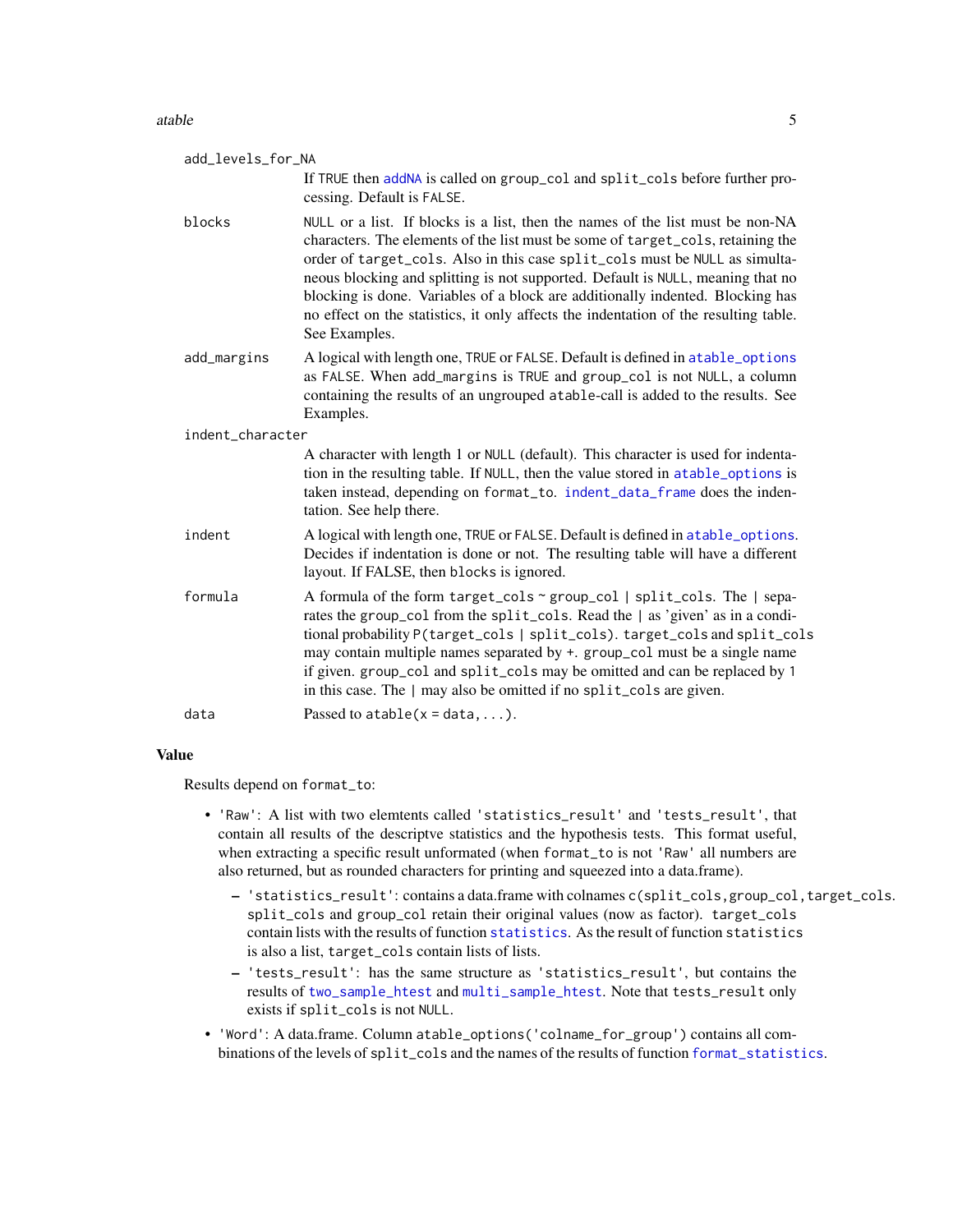`add_levels_for_NA`
: If TRUE then addNA is called on group_col and split_cols before further processing. Default is FALSE.

`blocks`
: NULL or a list. If blocks is a list, then the names of the list must be non-NA characters. The elements of the list must be some of target_cols, retaining the order of target_cols. Also in this case split_cols must be NULL as simultaneous blocking and splitting is not supported. Default is NULL, meaning that no blocking is done. Variables of a block are additionally indented. Blocking has no effect on the statistics, it only affects the indentation of the resulting table. See Examples.

`add_margins`
: A logical with length one, TRUE or FALSE. Default is defined in atable_options as FALSE. When add_margins is TRUE and group_col is not NULL, a column containing the results of an ungrouped atable-call is added to the results. See Examples.

`indent_character`
: A character with length 1 or NULL (default). This character is used for indentation in the resulting table. If NULL, then the value stored in atable_options is taken instead, depending on format_to. indent_data_frame does the indentation. See help there.

`indent`
: A logical with length one, TRUE or FALSE. Default is defined in atable_options. Decides if indentation is done or not. The resulting table will have a different layout. If FALSE, then blocks is ignored.

`formula`
: A formula of the form target_cols ~ group_col | split_cols. The | separates the group_col from the split_cols. Read the | as 'given' as in a conditional probability P(target_cols | split_cols). target_cols and split_cols may contain multiple names separated by +. group_col must be a single name if given. group_col and split_cols may be omitted and can be replaced by 1 in this case. The | may also be omitted if no split_cols are given.

`data`
: Passed to atable(x = data,...).

## Value

Results depend on format_to:

- 'Raw': A list with two elemtents called 'statistics_result' and 'tests_result', that contain all results of the descriptve statistics and the hypothesis tests. This format useful, when extracting a specific result unformated (when format_to is not 'Raw' all numbers are also returned, but as rounded characters for printing and squeezed into a data.frame).
  - 'statistics_result': contains a data.frame with colnames c(split_cols,group_col,target_cols. split_cols and group_col retain their original values (now as factor). target_cols contain lists with the results of function statistics. As the result of function statistics is also a list, target_cols contain lists of lists.
  - 'tests_result': has the same structure as 'statistics_result', but contains the results of two_sample_htest and multi_sample_htest. Note that tests_result only exists if split_cols is not NULL.
- 'Word': A data.frame. Column atable_options('colname_for_group') contains all combinations of the levels of split_cols and the names of the results of function format_statistics.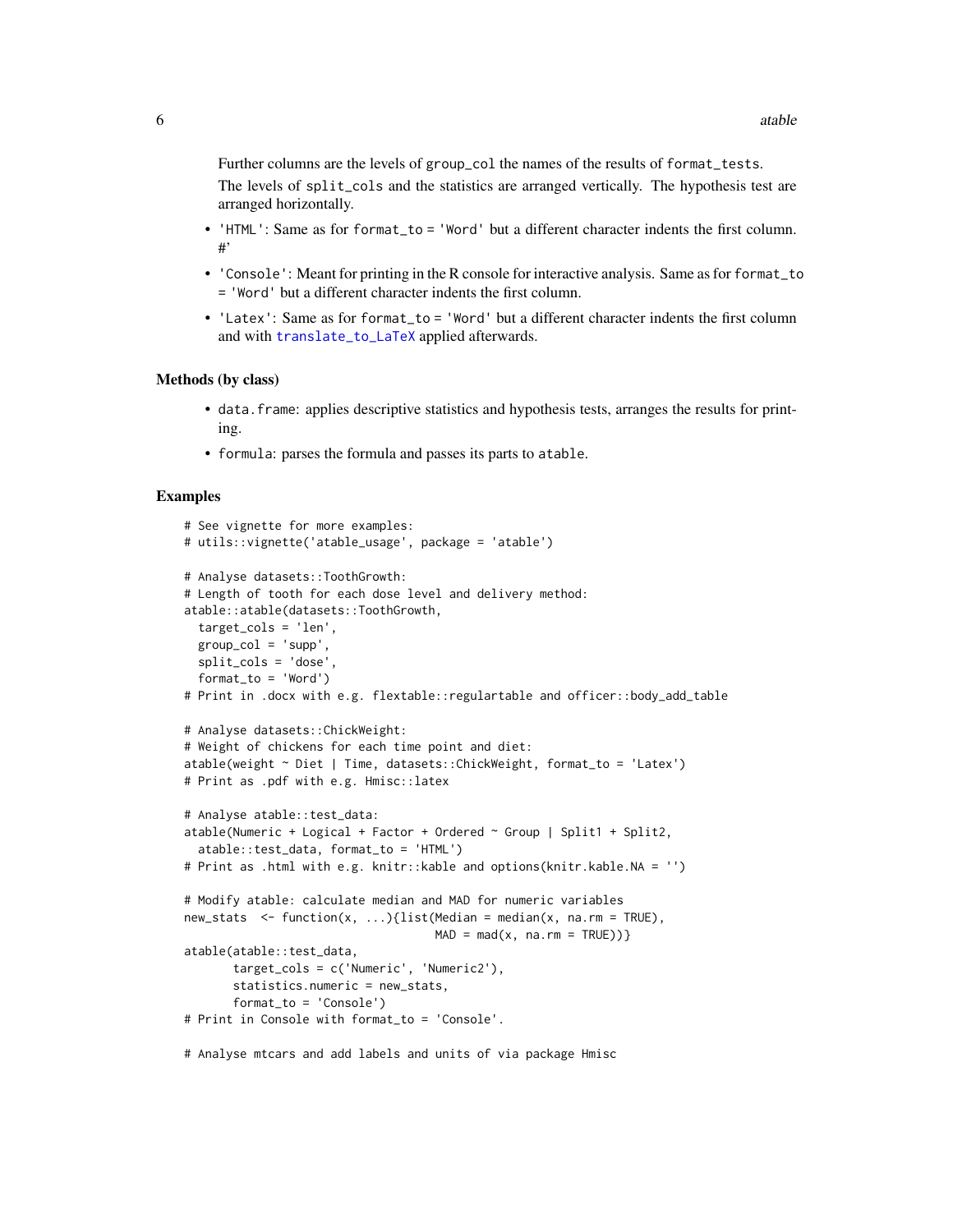Further columns are the levels of `group_col` the names of the results of `format_tests`.

The levels of `split_cols` and the statistics are arranged vertically. The hypothesis test are arranged horizontally.

- `'HTML'`: Same as for `format_to = 'Word'` but a different character indents the first column. #'
- `'Console'`: Meant for printing in the R console for interactive analysis. Same as for `format_to = 'Word'` but a different character indents the first column.
- `'Latex'`: Same as for `format_to = 'Word'` but a different character indents the first column and with `translate_to_LaTeX` applied afterwards.

### Methods (by class)

- `data.frame`: applies descriptive statistics and hypothesis tests, arranges the results for printing.
- `formula`: parses the formula and passes its parts to `atable`.

### Examples

```
# See vignette for more examples:
# utils::vignette('atable_usage', package = 'atable')

# Analyse datasets::ToothGrowth:
# Length of tooth for each dose level and delivery method:
atable::atable(datasets::ToothGrowth,
  target_cols = 'len',
  group_col = 'supp',
  split_cols = 'dose',
  format_to = 'Word')
# Print in .docx with e.g. flextable::regulartable and officer::body_add_table

# Analyse datasets::ChickWeight:
# Weight of chickens for each time point and diet:
atable(weight ~ Diet | Time, datasets::ChickWeight, format_to = 'Latex')
# Print as .pdf with e.g. Hmisc::latex

# Analyse atable::test_data:
atable(Numeric + Logical + Factor + Ordered ~ Group | Split1 + Split2,
  atable::test_data, format_to = 'HTML')
# Print as .html with e.g. knitr::kable and options(knitr.kable.NA = '')

# Modify atable: calculate median and MAD for numeric variables
new_stats  <- function(x, ...){list(Median = median(x, na.rm = TRUE),
                                    MAD = mad(x, na.rm = TRUE))}
atable(atable::test_data,
       target_cols = c('Numeric', 'Numeric2'),
       statistics.numeric = new_stats,
       format_to = 'Console')
# Print in Console with format_to = 'Console'.

# Analyse mtcars and add labels and units of via package Hmisc
```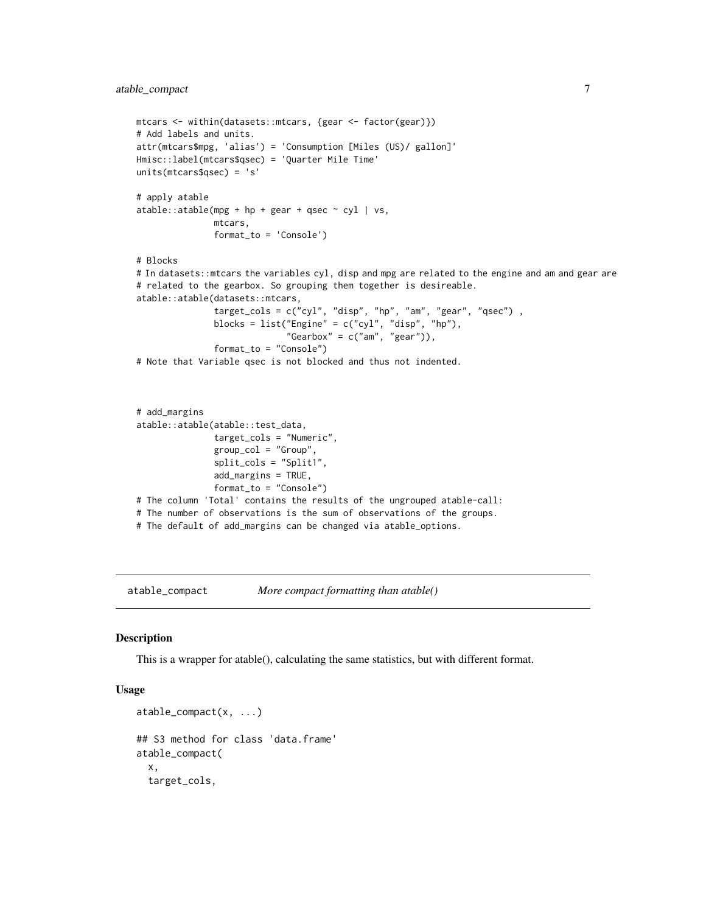```
mtcars <- within(datasets::mtcars, {gear <- factor(gear)})
# Add labels and units.
attr(mtcars$mpg, 'alias') = 'Consumption [Miles (US)/ gallon]'
Hmisc::label(mtcars$qsec) = 'Quarter Mile Time'
units(mtcars$qsec) = 's'

# apply atable
atable::atable(mpg + hp + gear + qsec ~ cyl | vs,
               mtcars,
               format_to = 'Console')

# Blocks
# In datasets::mtcars the variables cyl, disp and mpg are related to the engine and am and gear are
# related to the gearbox. So grouping them together is desireable.
atable::atable(datasets::mtcars,
               target_cols = c("cyl", "disp", "hp", "am", "gear", "qsec") ,
               blocks = list("Engine" = c("cyl", "disp", "hp"),
                             "Gearbox" = c("am", "gear")),
               format_to = "Console")
# Note that Variable qsec is not blocked and thus not indented.



# add_margins
atable::atable(atable::test_data,
               target_cols = "Numeric",
               group_col = "Group",
               split_cols = "Split1",
               add_margins = TRUE,
               format_to = "Console")
# The column 'Total' contains the results of the ungrouped atable-call:
# The number of observations is the sum of observations of the groups.
# The default of add_margins can be changed via atable_options.
```

## atable_compact — *More compact formatting than atable()*

### Description

This is a wrapper for atable(), calculating the same statistics, but with different format.

### Usage

```
atable_compact(x, ...)

## S3 method for class 'data.frame'
atable_compact(
  x,
  target_cols,
```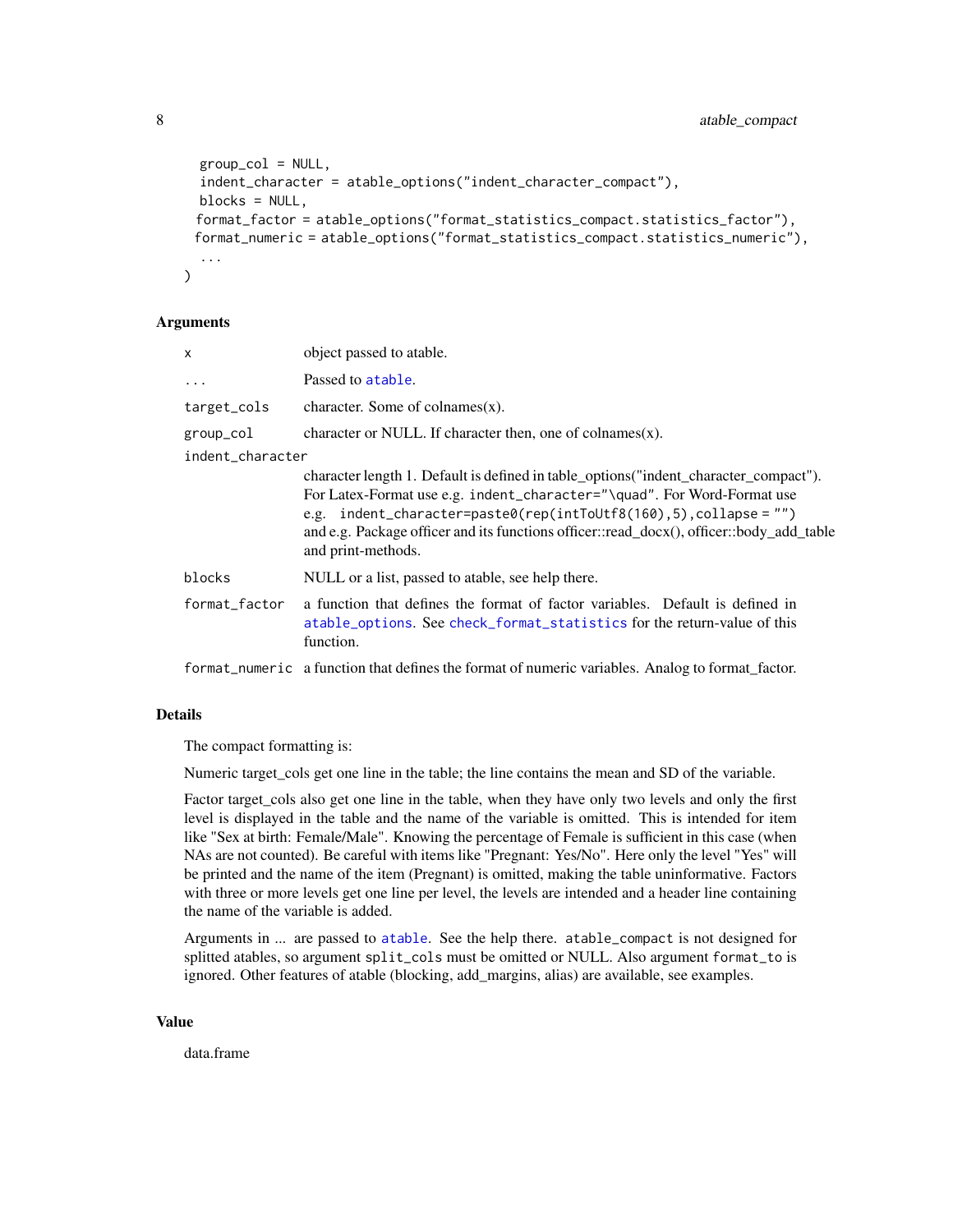```
  group_col = NULL,
  indent_character = atable_options("indent_character_compact"),
  blocks = NULL,
  format_factor = atable_options("format_statistics_compact.statistics_factor"),
  format_numeric = atable_options("format_statistics_compact.statistics_numeric"),
  ...
)
```

## Arguments

| | |
|---|---|
| x | object passed to atable. |
| ... | Passed to atable. |
| target_cols | character. Some of colnames(x). |
| group_col | character or NULL. If character then, one of colnames(x). |
| indent_character | character length 1. Default is defined in table_options("indent_character_compact"). For Latex-Format use e.g. `indent_character="\quad"`. For Word-Format use e.g. `indent_character=paste0(rep(intToUtf8(160),5),collapse = "")` and e.g. Package officer and its functions officer::read_docx(), officer::body_add_table and print-methods. |
| blocks | NULL or a list, passed to atable, see help there. |
| format_factor | a function that defines the format of factor variables. Default is defined in atable_options. See check_format_statistics for the return-value of this function. |
| format_numeric | a function that defines the format of numeric variables. Analog to format_factor. |

## Details

The compact formatting is:

Numeric target_cols get one line in the table; the line contains the mean and SD of the variable.

Factor target_cols also get one line in the table, when they have only two levels and only the first level is displayed in the table and the name of the variable is omitted. This is intended for item like "Sex at birth: Female/Male". Knowing the percentage of Female is sufficient in this case (when NAs are not counted). Be careful with items like "Pregnant: Yes/No". Here only the level "Yes" will be printed and the name of the item (Pregnant) is omitted, making the table uninformative. Factors with three or more levels get one line per level, the levels are intended and a header line containing the name of the variable is added.

Arguments in ... are passed to atable. See the help there. `atable_compact` is not designed for splitted atables, so argument `split_cols` must be omitted or NULL. Also argument `format_to` is ignored. Other features of atable (blocking, add_margins, alias) are available, see examples.

## Value

data.frame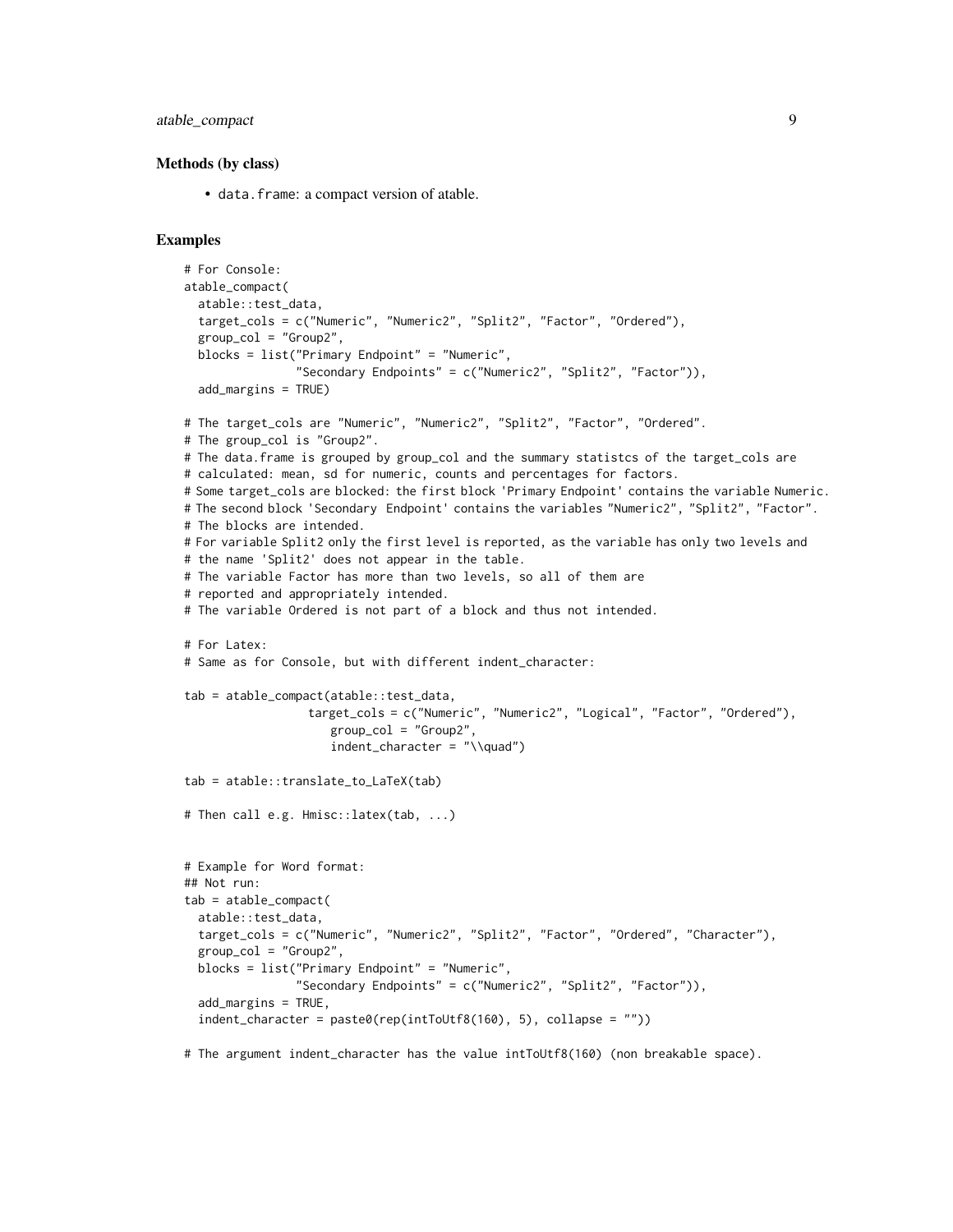### Methods (by class)

- `data.frame`: a compact version of atable.

### Examples

```
# For Console:
atable_compact(
  atable::test_data,
  target_cols = c("Numeric", "Numeric2", "Split2", "Factor", "Ordered"),
  group_col = "Group2",
  blocks = list("Primary Endpoint" = "Numeric",
                "Secondary Endpoints" = c("Numeric2", "Split2", "Factor")),
  add_margins = TRUE)

# The target_cols are "Numeric", "Numeric2", "Split2", "Factor", "Ordered".
# The group_col is "Group2".
# The data.frame is grouped by group_col and the summary statistcs of the target_cols are
# calculated: mean, sd for numeric, counts and percentages for factors.
# Some target_cols are blocked: the first block 'Primary Endpoint' contains the variable Numeric.
# The second block 'Secondary  Endpoint' contains the variables "Numeric2", "Split2", "Factor".
# The blocks are intended.
# For variable Split2 only the first level is reported, as the variable has only two levels and
# the name 'Split2' does not appear in the table.
# The variable Factor has more than two levels, so all of them are
# reported and appropriately intended.
# The variable Ordered is not part of a block and thus not intended.

# For Latex:
# Same as for Console, but with different indent_character:

tab = atable_compact(atable::test_data,
                 target_cols = c("Numeric", "Numeric2", "Logical", "Factor", "Ordered"),
                    group_col = "Group2",
                    indent_character = "\\quad")

tab = atable::translate_to_LaTeX(tab)

# Then call e.g. Hmisc::latex(tab, ...)


# Example for Word format:
## Not run:
tab = atable_compact(
  atable::test_data,
  target_cols = c("Numeric", "Numeric2", "Split2", "Factor", "Ordered", "Character"),
  group_col = "Group2",
  blocks = list("Primary Endpoint" = "Numeric",
                "Secondary Endpoints" = c("Numeric2", "Split2", "Factor")),
  add_margins = TRUE,
  indent_character = paste0(rep(intToUtf8(160), 5), collapse = ""))

# The argument indent_character has the value intToUtf8(160) (non breakable space).
```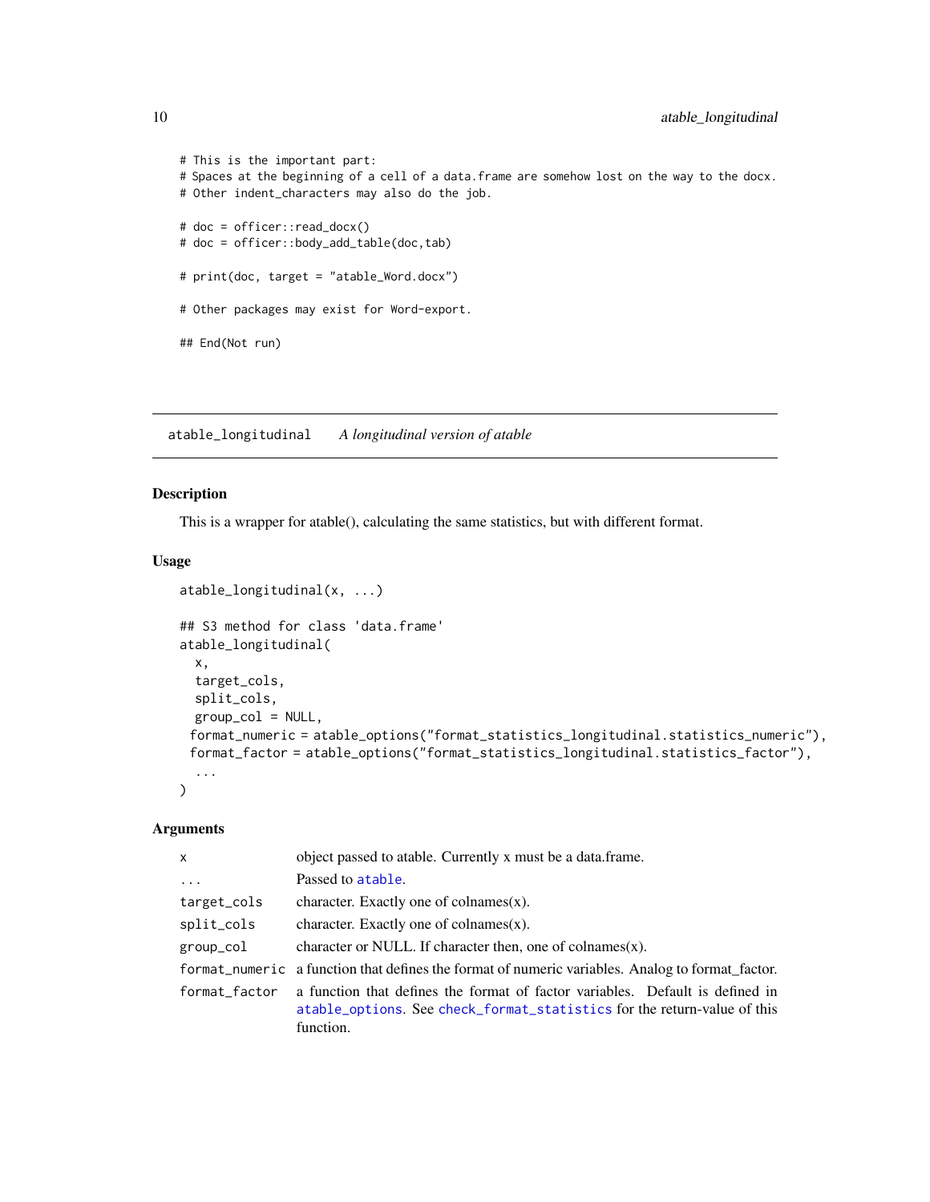```
# This is the important part:
# Spaces at the beginning of a cell of a data.frame are somehow lost on the way to the docx.
# Other indent_characters may also do the job.

# doc = officer::read_docx()
# doc = officer::body_add_table(doc,tab)

# print(doc, target = "atable_Word.docx")

# Other packages may exist for Word-export.

## End(Not run)
```

---

## atable_longitudinal *A longitudinal version of atable*

---

### Description

This is a wrapper for atable(), calculating the same statistics, but with different format.

### Usage

```
atable_longitudinal(x, ...)

## S3 method for class 'data.frame'
atable_longitudinal(
  x,
  target_cols,
  split_cols,
  group_col = NULL,
  format_numeric = atable_options("format_statistics_longitudinal.statistics_numeric"),
  format_factor = atable_options("format_statistics_longitudinal.statistics_factor"),
  ...
)
```

### Arguments

| | |
|---|---|
| x | object passed to atable. Currently x must be a data.frame. |
| ... | Passed to atable. |
| target_cols | character. Exactly one of colnames(x). |
| split_cols | character. Exactly one of colnames(x). |
| group_col | character or NULL. If character then, one of colnames(x). |
| format_numeric | a function that defines the format of numeric variables. Analog to format_factor. |
| format_factor | a function that defines the format of factor variables. Default is defined in atable_options. See check_format_statistics for the return-value of this function. |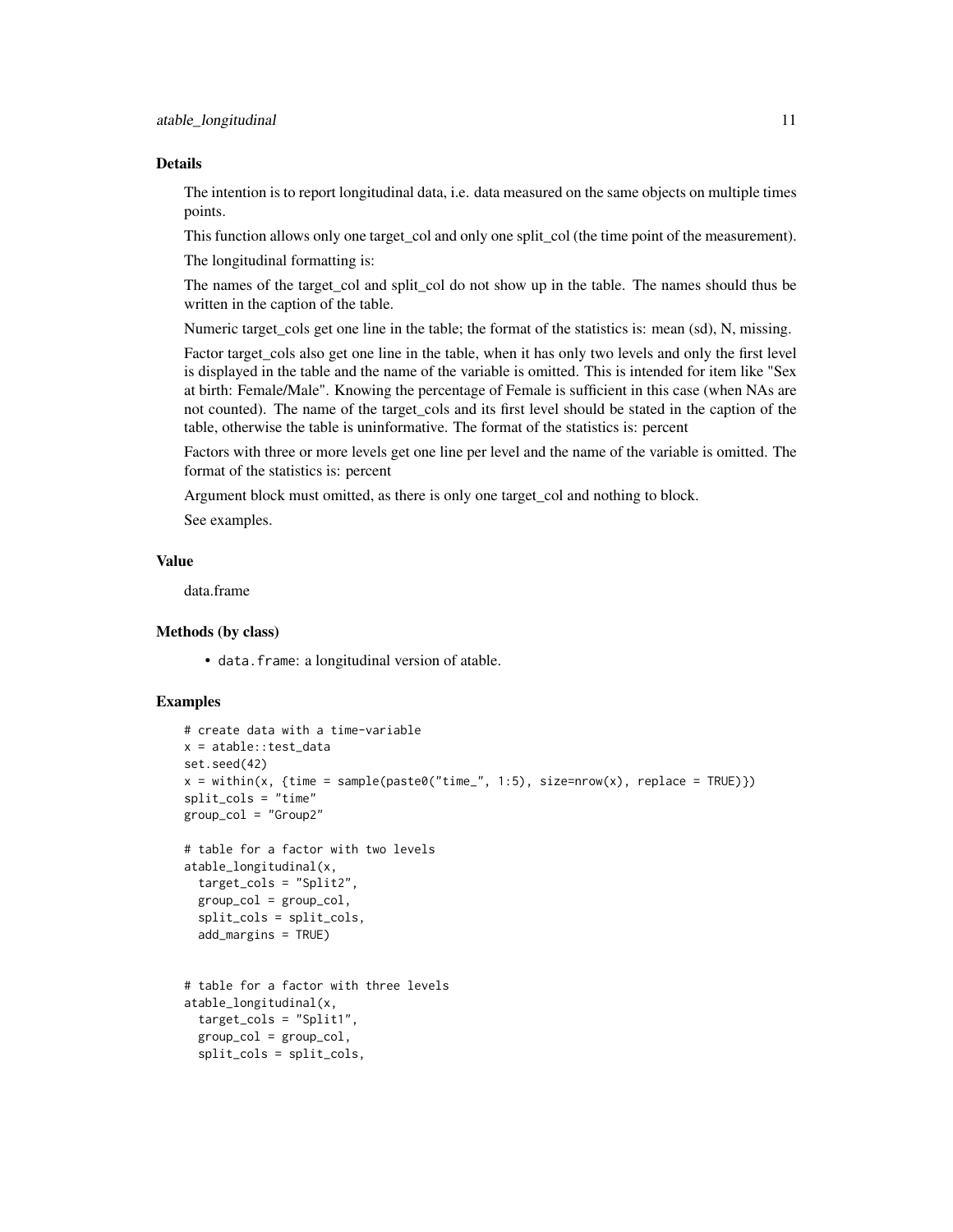### Details

The intention is to report longitudinal data, i.e. data measured on the same objects on multiple times points.

This function allows only one target_col and only one split_col (the time point of the measurement).

The longitudinal formatting is:

The names of the target_col and split_col do not show up in the table. The names should thus be written in the caption of the table.

Numeric target_cols get one line in the table; the format of the statistics is: mean (sd), N, missing.

Factor target_cols also get one line in the table, when it has only two levels and only the first level is displayed in the table and the name of the variable is omitted. This is intended for item like "Sex at birth: Female/Male". Knowing the percentage of Female is sufficient in this case (when NAs are not counted). The name of the target_cols and its first level should be stated in the caption of the table, otherwise the table is uninformative. The format of the statistics is: percent

Factors with three or more levels get one line per level and the name of the variable is omitted. The format of the statistics is: percent

Argument block must omitted, as there is only one target_col and nothing to block.

See examples.

### Value

data.frame

### Methods (by class)

- `data.frame`: a longitudinal version of atable.

### Examples

```
# create data with a time-variable
x = atable::test_data
set.seed(42)
x = within(x, {time = sample(paste0("time_", 1:5), size=nrow(x), replace = TRUE)})
split_cols = "time"
group_col = "Group2"

# table for a factor with two levels
atable_longitudinal(x,
  target_cols = "Split2",
  group_col = group_col,
  split_cols = split_cols,
  add_margins = TRUE)


# table for a factor with three levels
atable_longitudinal(x,
  target_cols = "Split1",
  group_col = group_col,
  split_cols = split_cols,
```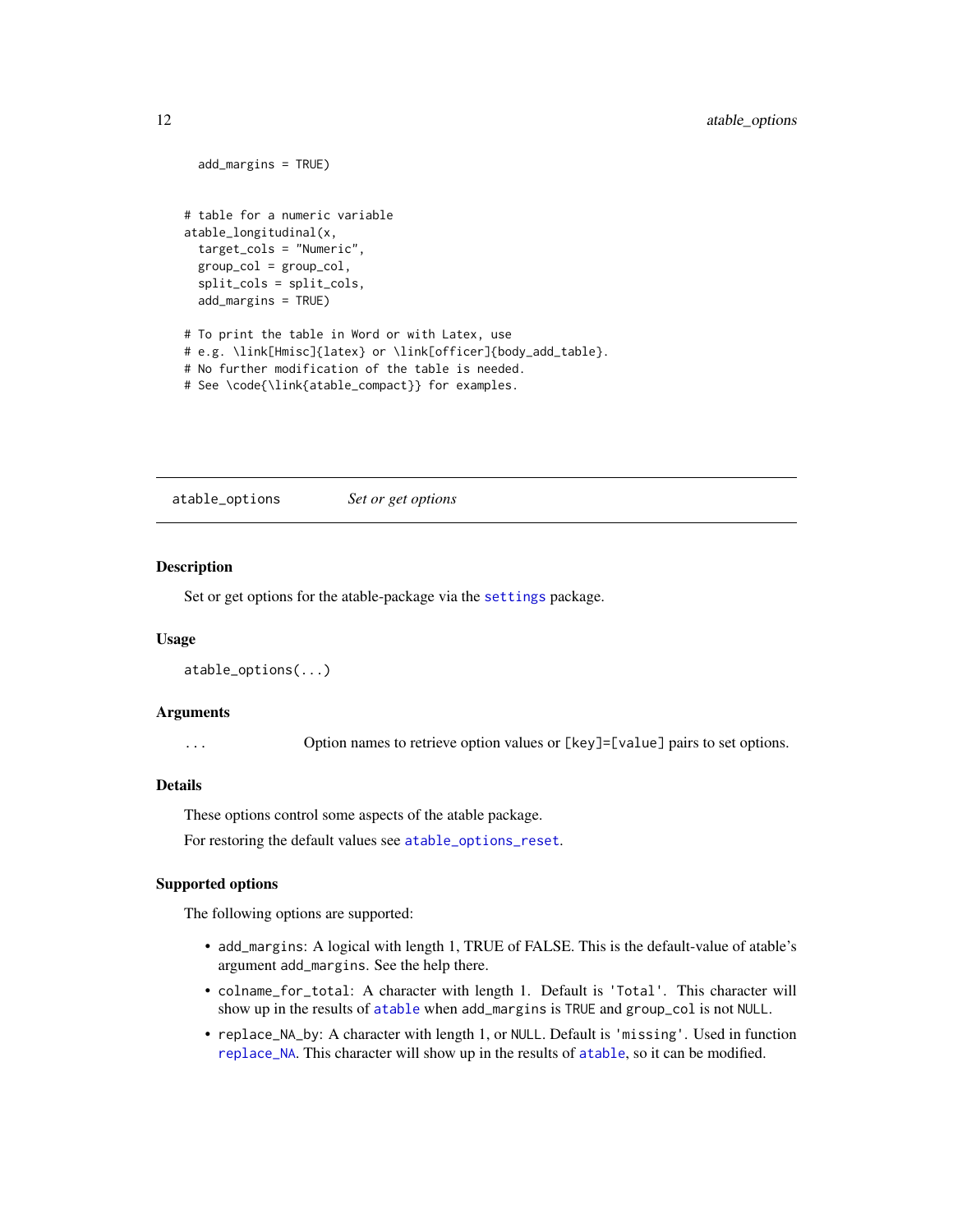```
  add_margins = TRUE)


# table for a numeric variable
atable_longitudinal(x,
  target_cols = "Numeric",
  group_col = group_col,
  split_cols = split_cols,
  add_margins = TRUE)

# To print the table in Word or with Latex, use
# e.g. \link[Hmisc]{latex} or \link[officer]{body_add_table}.
# No further modification of the table is needed.
# See \code{\link{atable_compact}} for examples.
```

---

## atable_options &nbsp;&nbsp;&nbsp;&nbsp; *Set or get options*

---

### Description

Set or get options for the atable-package via the `settings` package.

### Usage

```
atable_options(...)
```

### Arguments

| | |
|---|---|
| `...` | Option names to retrieve option values or `[key]=[value]` pairs to set options. |

### Details

These options control some aspects of the atable package.

For restoring the default values see `atable_options_reset`.

### Supported options

The following options are supported:

- `add_margins`: A logical with length 1, TRUE of FALSE. This is the default-value of atable's argument `add_margins`. See the help there.
- `colname_for_total`: A character with length 1. Default is `'Total'`. This character will show up in the results of `atable` when `add_margins` is `TRUE` and `group_col` is not `NULL`.
- `replace_NA_by`: A character with length 1, or `NULL`. Default is `'missing'`. Used in function `replace_NA`. This character will show up in the results of `atable`, so it can be modified.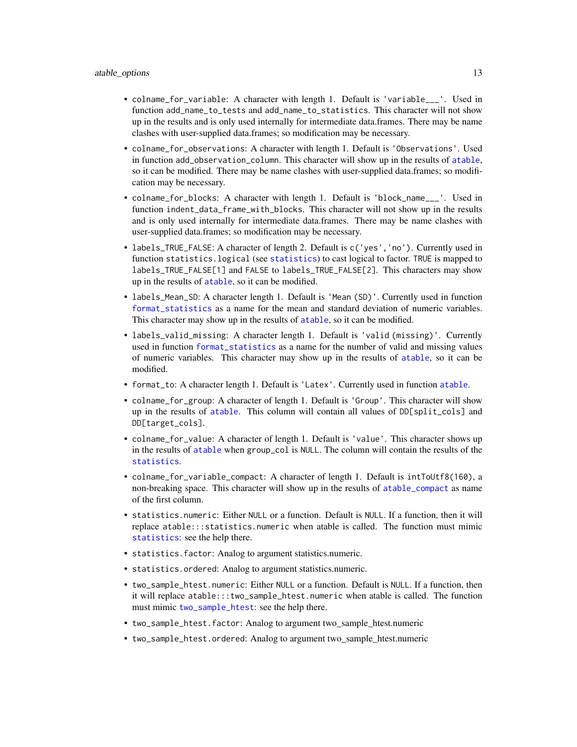- `colname_for_variable`: A character with length 1. Default is `'variable___'`. Used in function `add_name_to_tests` and `add_name_to_statistics`. This character will not show up in the results and is only used internally for intermediate data.frames. There may be name clashes with user-supplied data.frames; so modification may be necessary.
- `colname_for_observations`: A character with length 1. Default is `'Observations'`. Used in function `add_observation_column`. This character will show up in the results of `atable`, so it can be modified. There may be name clashes with user-supplied data.frames; so modification may be necessary.
- `colname_for_blocks`: A character with length 1. Default is `'block_name___'`. Used in function `indent_data_frame_with_blocks`. This character will not show up in the results and is only used internally for intermediate data.frames. There may be name clashes with user-supplied data.frames; so modification may be necessary.
- `labels_TRUE_FALSE`: A character of length 2. Default is `c('yes','no')`. Currently used in function `statistics.logical` (see `statistics`) to cast logical to factor. `TRUE` is mapped to `labels_TRUE_FALSE[1]` and `FALSE` to `labels_TRUE_FALSE[2]`. This characters may show up in the results of `atable`, so it can be modified.
- `labels_Mean_SD`: A character length 1. Default is `'Mean (SD)'`. Currently used in function `format_statistics` as a name for the mean and standard deviation of numeric variables. This character may show up in the results of `atable`, so it can be modified.
- `labels_valid_missing`: A character length 1. Default is `'valid (missing)'`. Currently used in function `format_statistics` as a name for the number of valid and missing values of numeric variables. This character may show up in the results of `atable`, so it can be modified.
- `format_to`: A character length 1. Default is `'Latex'`. Currently used in function `atable`.
- `colname_for_group`: A character of length 1. Default is `'Group'`. This character will show up in the results of `atable`. This column will contain all values of `DD[split_cols]` and `DD[target_cols]`.
- `colname_for_value`: A character of length 1. Default is `'value'`. This character shows up in the results of `atable` when `group_col` is `NULL`. The column will contain the results of the `statistics`.
- `colname_for_variable_compact`: A character of length 1. Default is `intToUtf8(160)`, a non-breaking space. This character will show up in the results of `atable_compact` as name of the first column.
- `statistics.numeric`: Either `NULL` or a function. Default is `NULL`. If a function, then it will replace `atable:::statistics.numeric` when atable is called. The function must mimic `statistics`: see the help there.
- `statistics.factor`: Analog to argument statistics.numeric.
- `statistics.ordered`: Analog to argument statistics.numeric.
- `two_sample_htest.numeric`: Either `NULL` or a function. Default is `NULL`. If a function, then it will replace `atable:::two_sample_htest.numeric` when atable is called. The function must mimic `two_sample_htest`: see the help there.
- `two_sample_htest.factor`: Analog to argument two_sample_htest.numeric
- `two_sample_htest.ordered`: Analog to argument two_sample_htest.numeric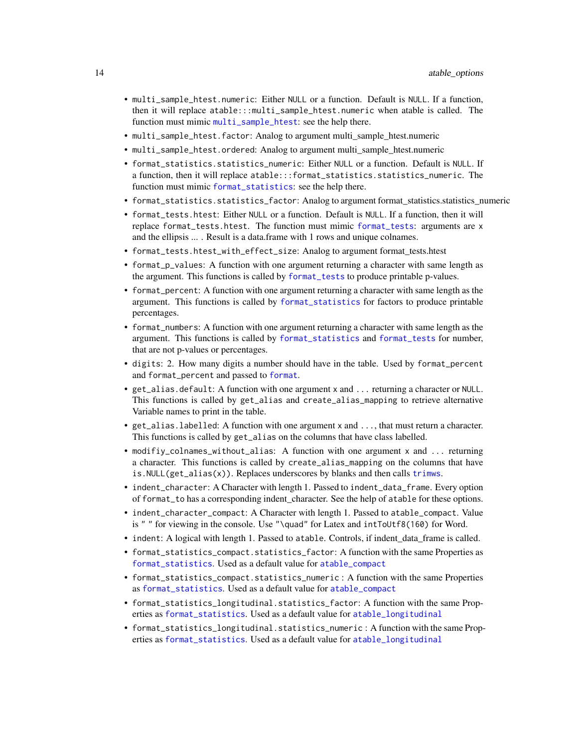- `multi_sample_htest.numeric`: Either `NULL` or a function. Default is `NULL`. If a function, then it will replace `atable:::multi_sample_htest.numeric` when atable is called. The function must mimic `multi_sample_htest`: see the help there.
- `multi_sample_htest.factor`: Analog to argument multi_sample_htest.numeric
- `multi_sample_htest.ordered`: Analog to argument multi_sample_htest.numeric
- `format_statistics.statistics_numeric`: Either `NULL` or a function. Default is `NULL`. If a function, then it will replace `atable:::format_statistics.statistics_numeric`. The function must mimic `format_statistics`: see the help there.
- `format_statistics.statistics_factor`: Analog to argument format_statistics.statistics_numeric
- `format_tests.htest`: Either `NULL` or a function. Default is `NULL`. If a function, then it will replace `format_tests.htest`. The function must mimic `format_tests`: arguments are `x` and the ellipsis ... . Result is a data.frame with 1 rows and unique colnames.
- `format_tests.htest_with_effect_size`: Analog to argument format_tests.htest
- `format_p_values`: A function with one argument returning a character with same length as the argument. This functions is called by `format_tests` to produce printable p-values.
- `format_percent`: A function with one argument returning a character with same length as the argument. This functions is called by `format_statistics` for factors to produce printable percentages.
- `format_numbers`: A function with one argument returning a character with same length as the argument. This functions is called by `format_statistics` and `format_tests` for number, that are not p-values or percentages.
- `digits`: 2. How many digits a number should have in the table. Used by `format_percent` and `format_percent` and passed to `format`.
- `get_alias.default`: A function with one argument `x` and `...` returning a character or `NULL`. This functions is called by `get_alias` and `create_alias_mapping` to retrieve alternative Variable names to print in the table.
- `get_alias.labelled`: A function with one argument `x` and `...`, that must return a character. This functions is called by `get_alias` on the columns that have class labelled.
- `modifiy_colnames_without_alias`: A function with one argument `x` and `...` returning a character. This functions is called by `create_alias_mapping` on the columns that have `is.NULL(get_alias(x))`. Replaces underscores by blanks and then calls `trimws`.
- `indent_character`: A Character with length 1. Passed to `indent_data_frame`. Every option of `format_to` has a corresponding indent_character. See the help of `atable` for these options.
- `indent_character_compact`: A Character with length 1. Passed to `atable_compact`. Value is `" "` for viewing in the console. Use `"\quad"` for Latex and `intToUtf8(160)` for Word.
- `indent`: A logical with length 1. Passed to `atable`. Controls, if indent_data_frame is called.
- `format_statistics_compact.statistics_factor`: A function with the same Properties as `format_statistics`. Used as a default value for `atable_compact`
- `format_statistics_compact.statistics_numeric` : A function with the same Properties as `format_statistics`. Used as a default value for `atable_compact`
- `format_statistics_longitudinal.statistics_factor`: A function with the same Properties as `format_statistics`. Used as a default value for `atable_longitudinal`
- `format_statistics_longitudinal.statistics_numeric` : A function with the same Properties as `format_statistics`. Used as a default value for `atable_longitudinal`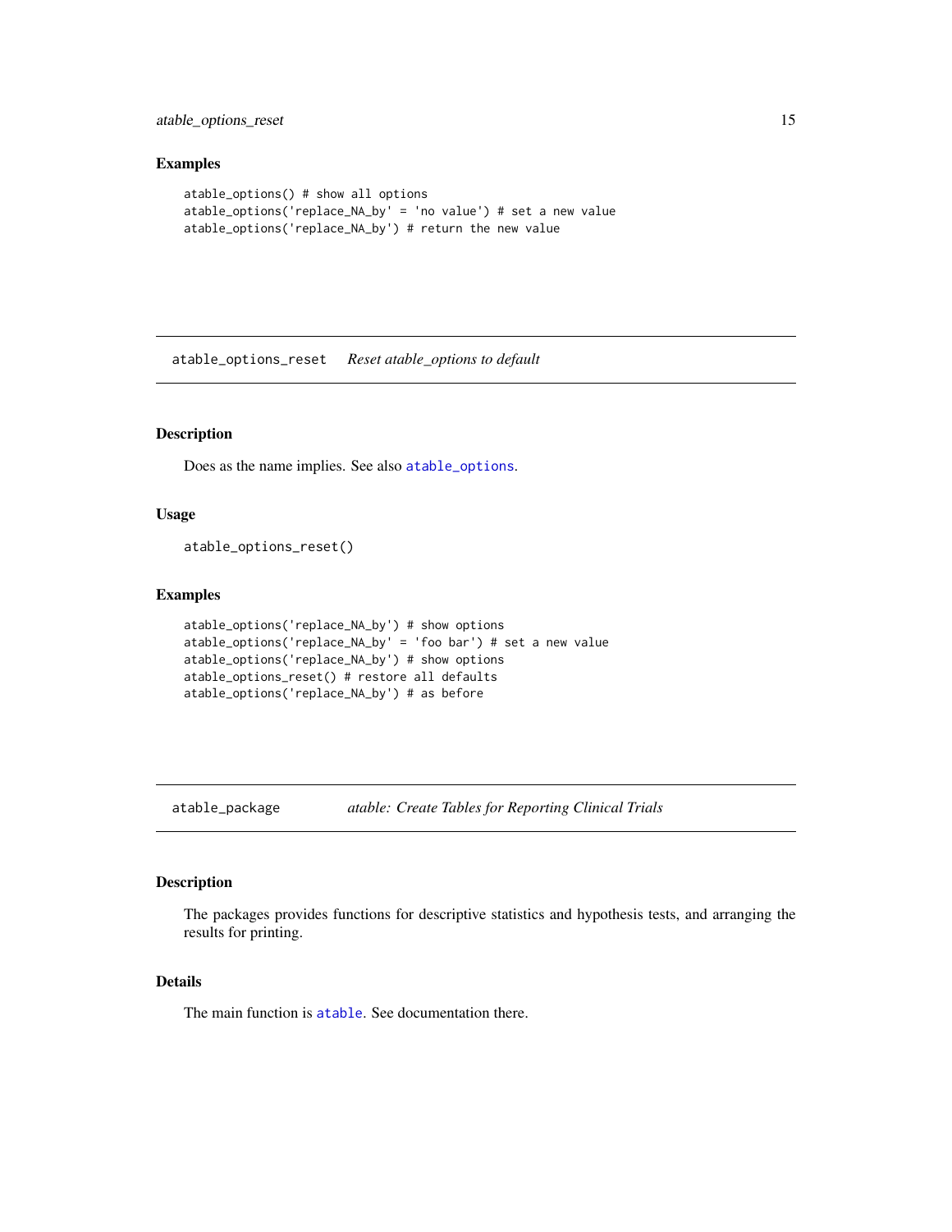### Examples

```
atable_options() # show all options
atable_options('replace_NA_by' = 'no value') # set a new value
atable_options('replace_NA_by') # return the new value
```

---

## atable_options_reset    *Reset atable_options to default*

---

### Description

Does as the name implies. See also `atable_options`.

### Usage

```
atable_options_reset()
```

### Examples

```
atable_options('replace_NA_by') # show options
atable_options('replace_NA_by' = 'foo bar') # set a new value
atable_options('replace_NA_by') # show options
atable_options_reset() # restore all defaults
atable_options('replace_NA_by') # as before
```

---

## atable_package    *atable: Create Tables for Reporting Clinical Trials*

---

### Description

The packages provides functions for descriptive statistics and hypothesis tests, and arranging the results for printing.

### Details

The main function is `atable`. See documentation there.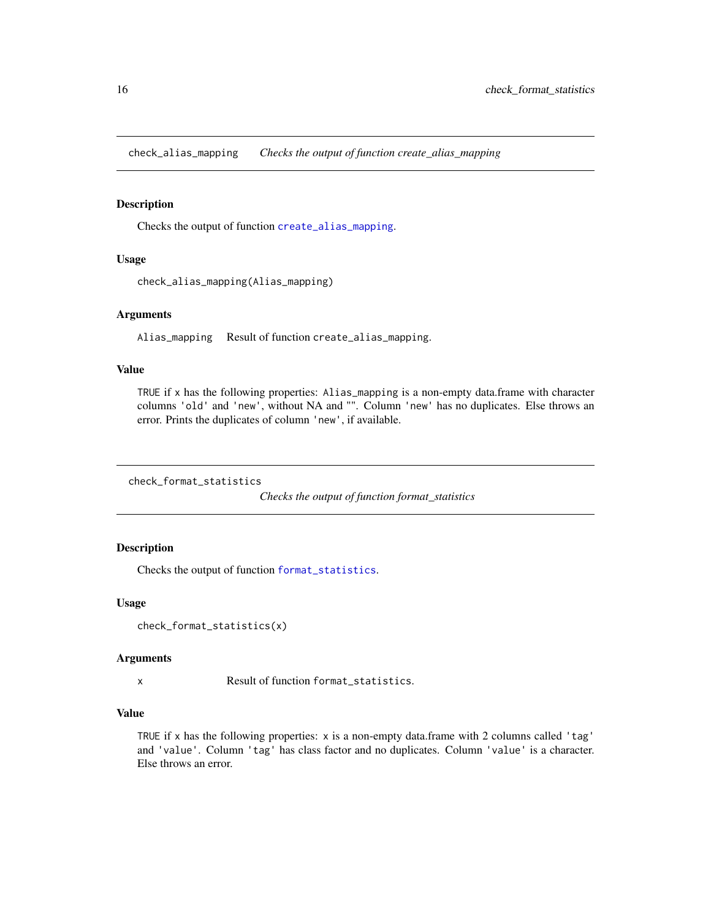## check_alias_mapping    *Checks the output of function create_alias_mapping*

### Description

Checks the output of function `create_alias_mapping`.

### Usage

```
check_alias_mapping(Alias_mapping)
```

### Arguments

`Alias_mapping`    Result of function `create_alias_mapping`.

### Value

`TRUE` if `x` has the following properties: `Alias_mapping` is a non-empty data.frame with character columns `'old'` and `'new'`, without NA and `""`. Column `'new'` has no duplicates. Else throws an error. Prints the duplicates of column `'new'`, if available.

## check_format_statistics    *Checks the output of function format_statistics*

### Description

Checks the output of function `format_statistics`.

### Usage

```
check_format_statistics(x)
```

### Arguments

`x`    Result of function `format_statistics`.

### Value

`TRUE` if `x` has the following properties: `x` is a non-empty data.frame with 2 columns called `'tag'` and `'value'`. Column `'tag'` has class factor and no duplicates. Column `'value'` is a character. Else throws an error.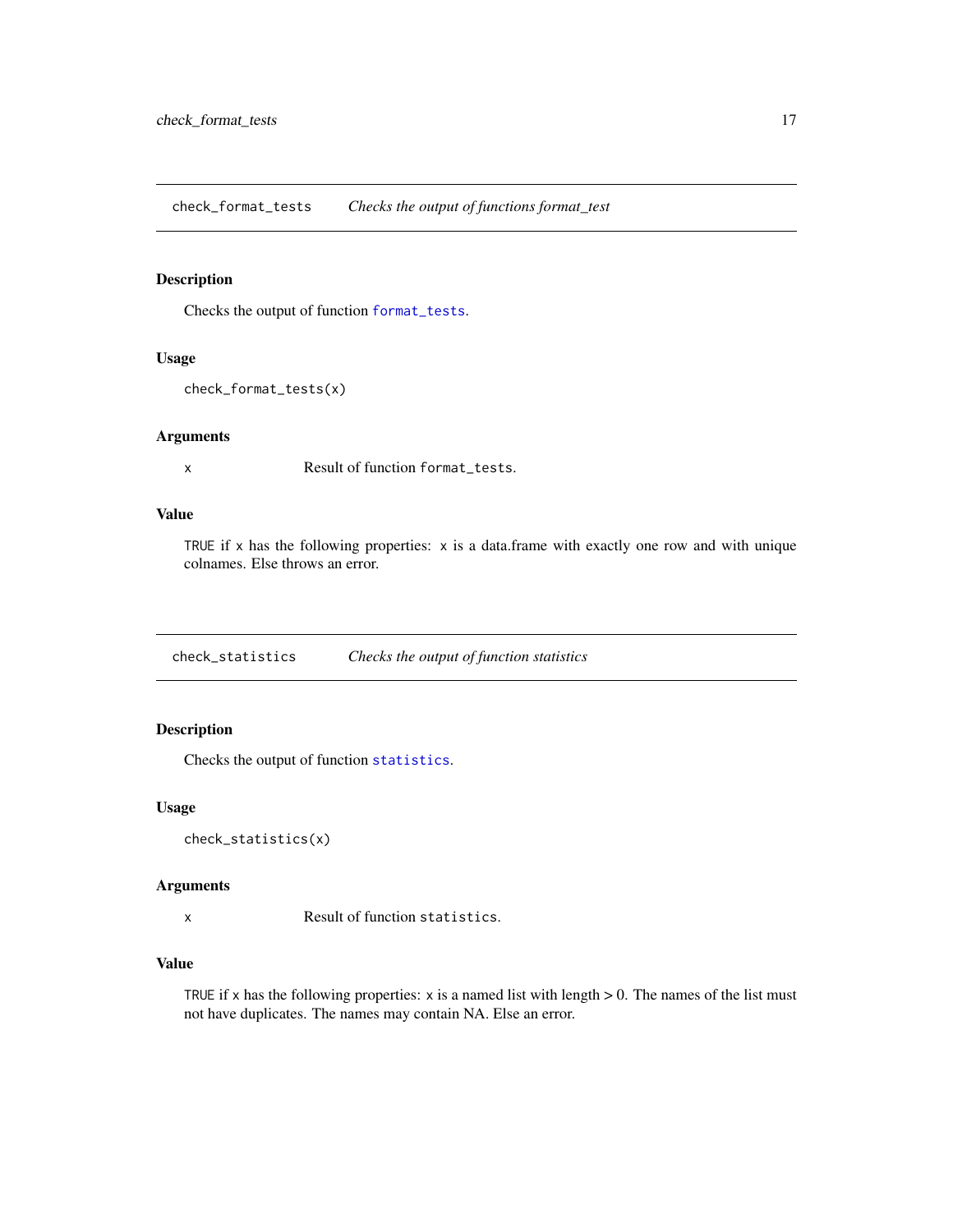## check_format_tests    *Checks the output of functions format_test*

### Description

Checks the output of function `format_tests`.

### Usage

```
check_format_tests(x)
```

### Arguments

| | |
|---|---|
| `x` | Result of function `format_tests`. |

### Value

`TRUE` if `x` has the following properties: `x` is a data.frame with exactly one row and with unique colnames. Else throws an error.

## check_statistics    *Checks the output of function statistics*

### Description

Checks the output of function `statistics`.

### Usage

```
check_statistics(x)
```

### Arguments

| | |
|---|---|
| `x` | Result of function `statistics`. |

### Value

`TRUE` if `x` has the following properties: `x` is a named list with length > 0. The names of the list must not have duplicates. The names may contain NA. Else an error.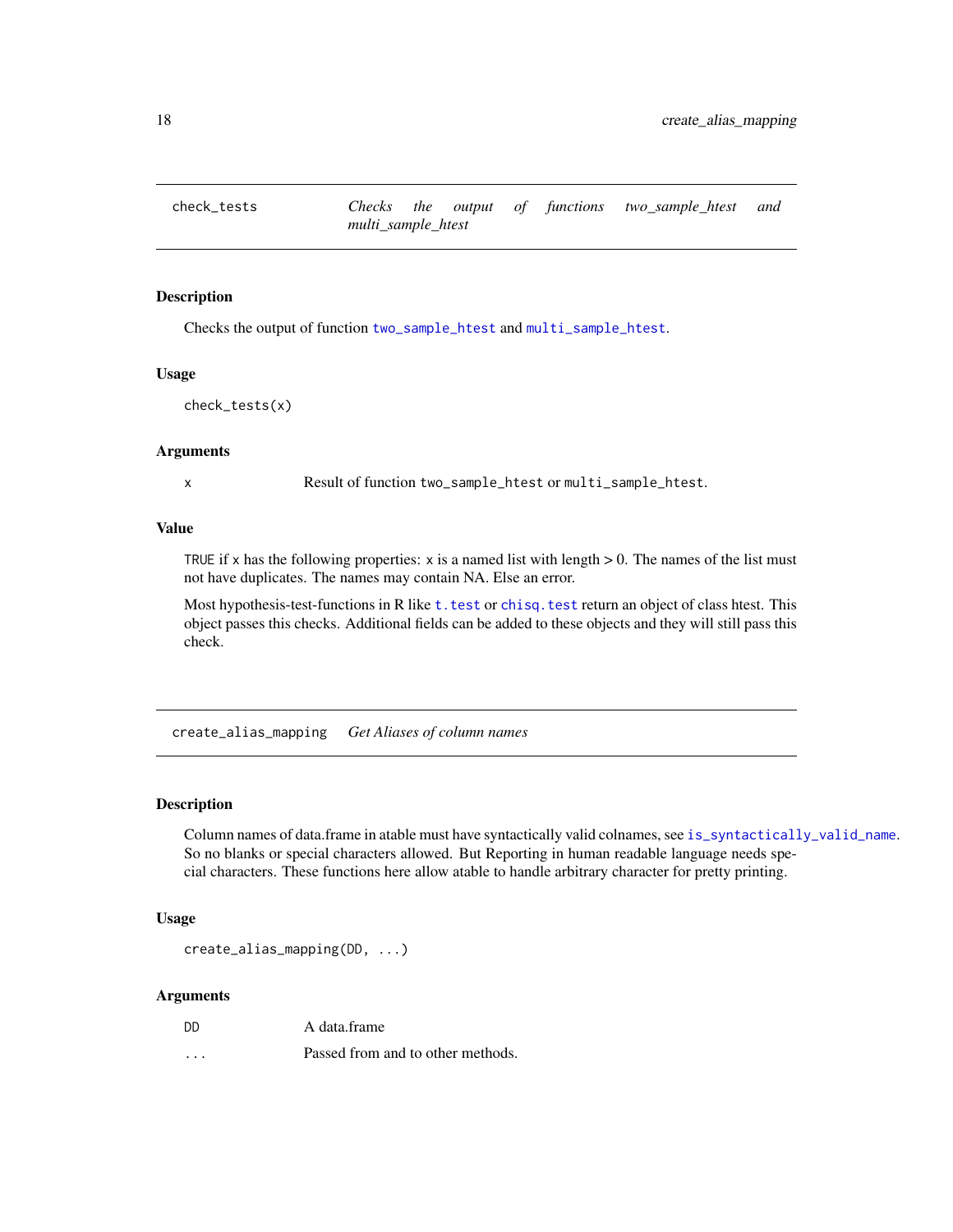## check_tests — *Checks the output of functions two_sample_htest and multi_sample_htest*

### Description

Checks the output of function `two_sample_htest` and `multi_sample_htest`.

### Usage

```
check_tests(x)
```

### Arguments

| | |
|---|---|
| `x` | Result of function `two_sample_htest` or `multi_sample_htest`. |

### Value

`TRUE` if `x` has the following properties: `x` is a named list with length > 0. The names of the list must not have duplicates. The names may contain NA. Else an error.

Most hypothesis-test-functions in R like `t.test` or `chisq.test` return an object of class htest. This object passes this checks. Additional fields can be added to these objects and they will still pass this check.

## create_alias_mapping — *Get Aliases of column names*

### Description

Column names of data.frame in atable must have syntactically valid colnames, see `is_syntactically_valid_name`. So no blanks or special characters allowed. But Reporting in human readable language needs special characters. These functions here allow atable to handle arbitrary character for pretty printing.

### Usage

```
create_alias_mapping(DD, ...)
```

### Arguments

| | |
|---|---|
| `DD` | A data.frame |
| `...` | Passed from and to other methods. |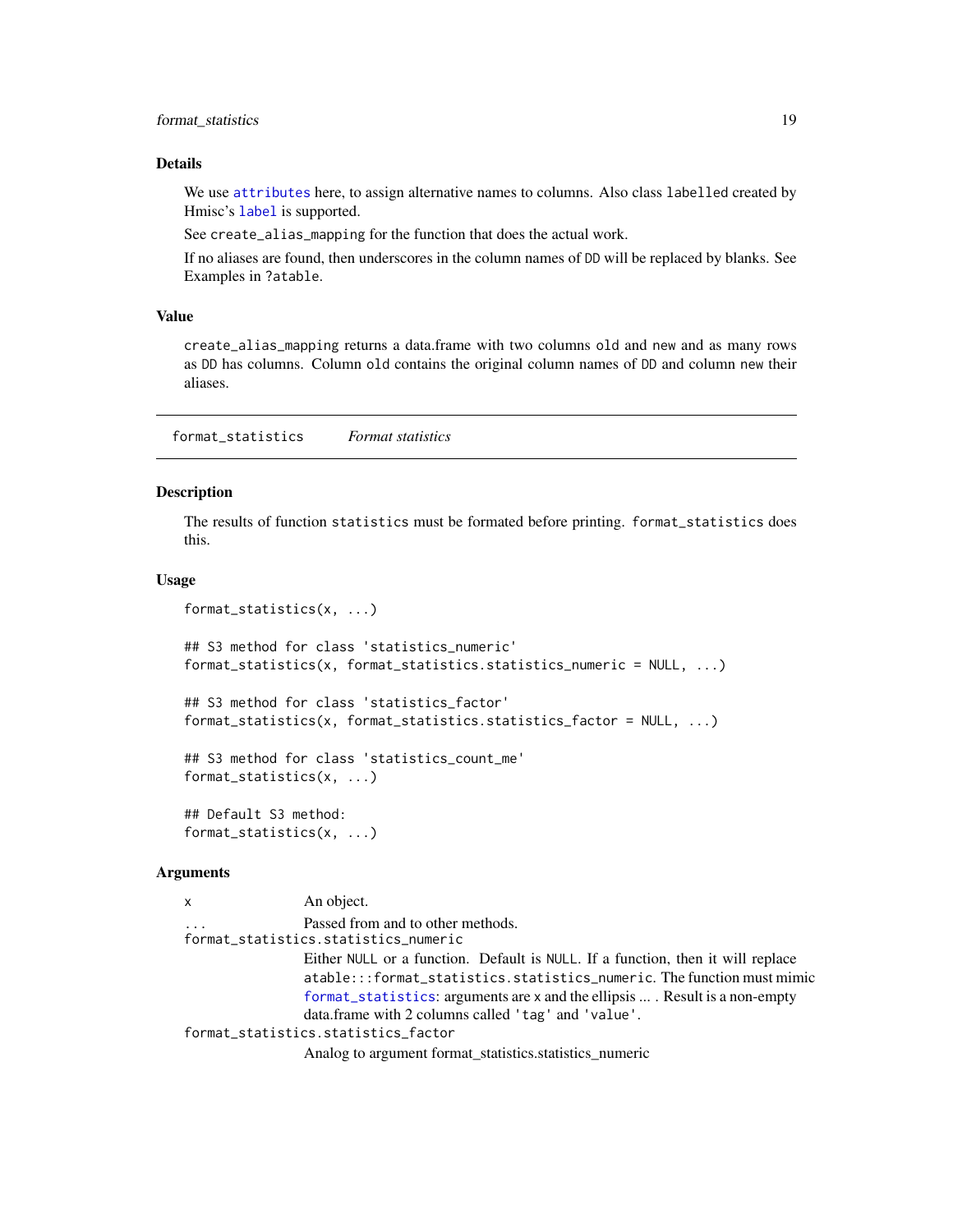### Details

We use `attributes` here, to assign alternative names to columns. Also class `labelled` created by Hmisc's `label` is supported.

See `create_alias_mapping` for the function that does the actual work.

If no aliases are found, then underscores in the column names of `DD` will be replaced by blanks. See Examples in `?atable`.

### Value

`create_alias_mapping` returns a data.frame with two columns `old` and `new` and as many rows as `DD` has columns. Column `old` contains the original column names of `DD` and column `new` their aliases.

---

## format_statistics &nbsp;&nbsp;&nbsp; *Format statistics*

---

### Description

The results of function `statistics` must be formated before printing. `format_statistics` does this.

### Usage

```
format_statistics(x, ...)

## S3 method for class 'statistics_numeric'
format_statistics(x, format_statistics.statistics_numeric = NULL, ...)

## S3 method for class 'statistics_factor'
format_statistics(x, format_statistics.statistics_factor = NULL, ...)

## S3 method for class 'statistics_count_me'
format_statistics(x, ...)

## Default S3 method:
format_statistics(x, ...)
```

### Arguments

`x` &nbsp;&nbsp;&nbsp; An object.

`...` &nbsp;&nbsp;&nbsp; Passed from and to other methods.

`format_statistics.statistics_numeric`
&nbsp;&nbsp;&nbsp; Either `NULL` or a function. Default is `NULL`. If a function, then it will replace `atable:::format_statistics.statistics_numeric`. The function must mimic `format_statistics`: arguments are x and the ellipsis ... . Result is a non-empty data.frame with 2 columns called `'tag'` and `'value'`.

`format_statistics.statistics_factor`
&nbsp;&nbsp;&nbsp; Analog to argument format_statistics.statistics_numeric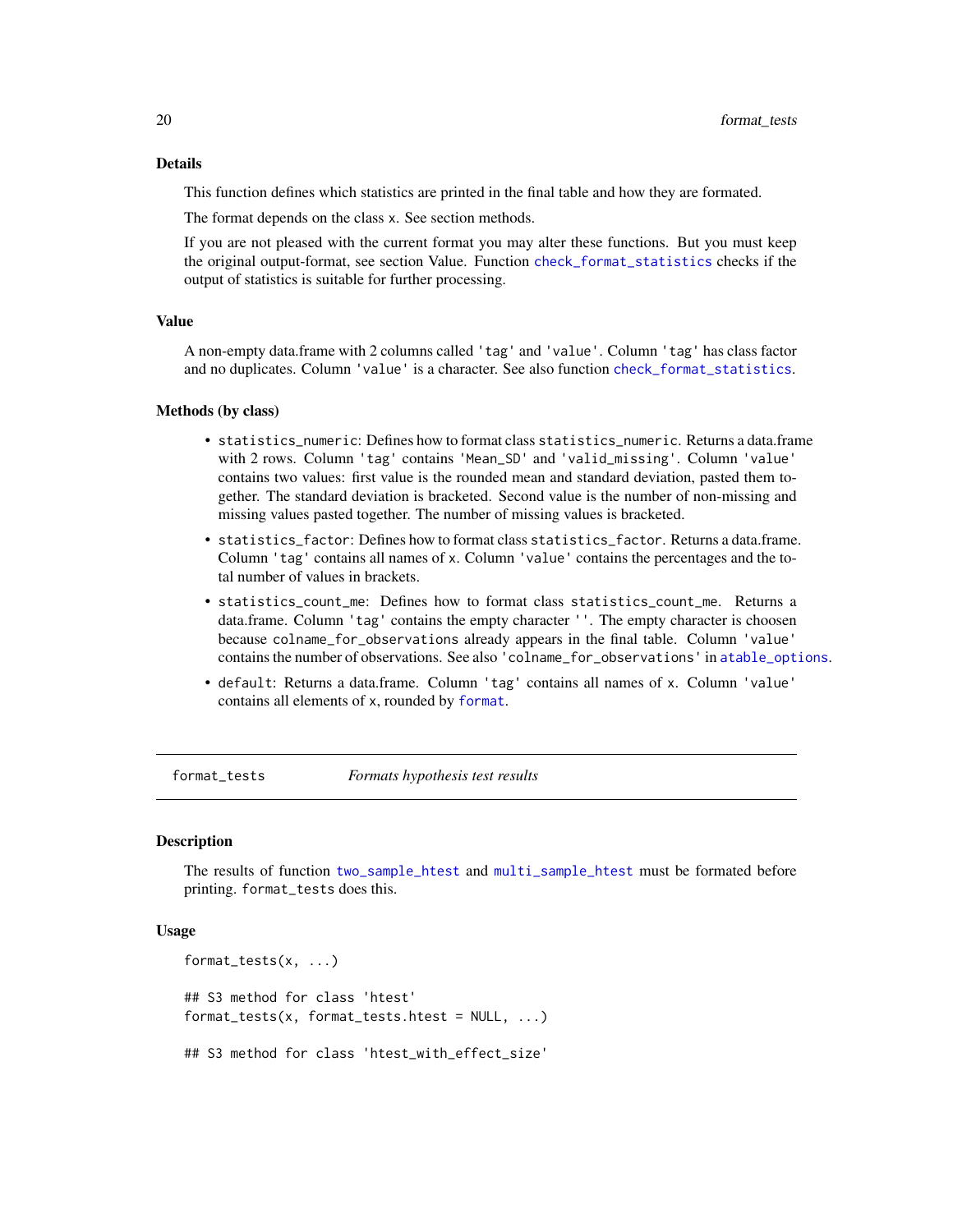### Details

This function defines which statistics are printed in the final table and how they are formated.

The format depends on the class `x`. See section methods.

If you are not pleased with the current format you may alter these functions. But you must keep the original output-format, see section Value. Function `check_format_statistics` checks if the output of statistics is suitable for further processing.

### Value

A non-empty data.frame with 2 columns called `'tag'` and `'value'`. Column `'tag'` has class factor and no duplicates. Column `'value'` is a character. See also function `check_format_statistics`.

### Methods (by class)

- `statistics_numeric`: Defines how to format class `statistics_numeric`. Returns a data.frame with 2 rows. Column `'tag'` contains `'Mean_SD'` and `'valid_missing'`. Column `'value'` contains two values: first value is the rounded mean and standard deviation, pasted them together. The standard deviation is bracketed. Second value is the number of non-missing and missing values pasted together. The number of missing values is bracketed.
- `statistics_factor`: Defines how to format class `statistics_factor`. Returns a data.frame. Column `'tag'` contains all names of `x`. Column `'value'` contains the percentages and the total number of values in brackets.
- `statistics_count_me`: Defines how to format class `statistics_count_me`. Returns a data.frame. Column `'tag'` contains the empty character `''`. The empty character is choosen because `colname_for_observations` already appears in the final table. Column `'value'` contains the number of observations. See also `'colname_for_observations'` in `atable_options`.
- `default`: Returns a data.frame. Column `'tag'` contains all names of `x`. Column `'value'` contains all elements of `x`, rounded by `format`.

---

## format_tests — *Formats hypothesis test results*

### Description

The results of function `two_sample_htest` and `multi_sample_htest` must be formated before printing. `format_tests` does this.

### Usage

```
format_tests(x, ...)

## S3 method for class 'htest'
format_tests(x, format_tests.htest = NULL, ...)

## S3 method for class 'htest_with_effect_size'
```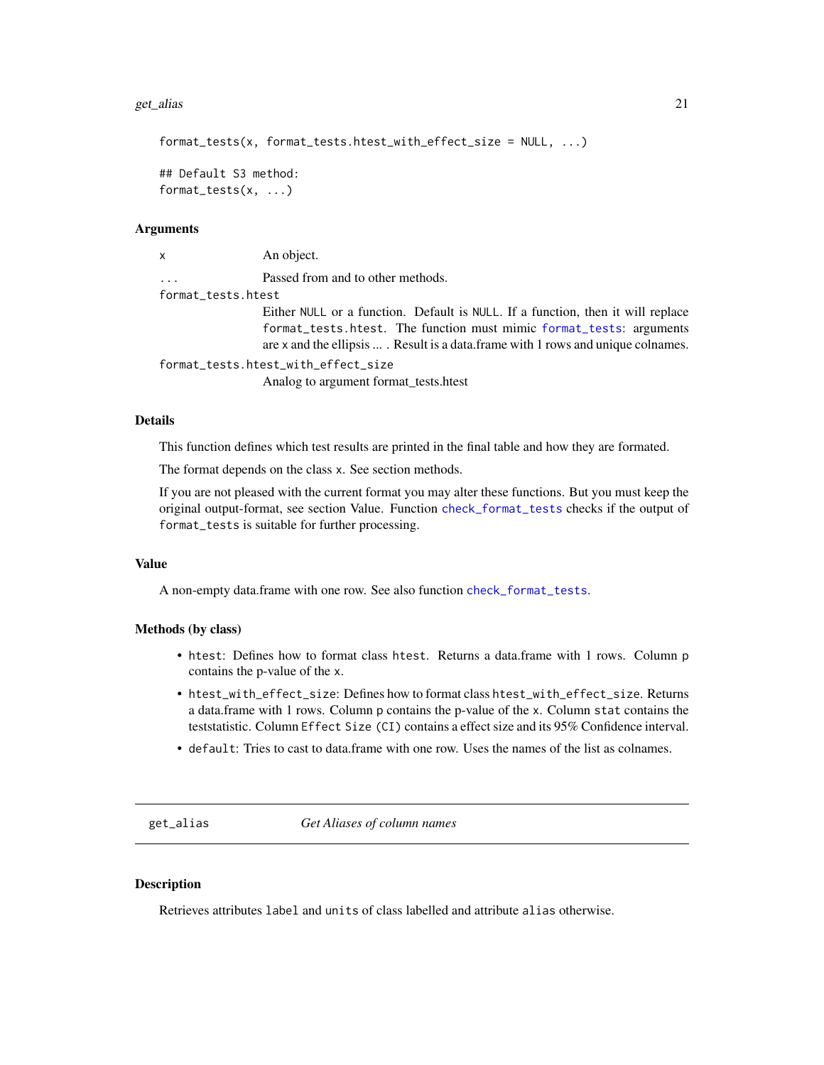```
format_tests(x, format_tests.htest_with_effect_size = NULL, ...)

## Default S3 method:
format_tests(x, ...)
```

### Arguments

- `x` — An object.
- `...` — Passed from and to other methods.
- `format_tests.htest` — Either `NULL` or a function. Default is `NULL`. If a function, then it will replace `format_tests.htest`. The function must mimic `format_tests`: arguments are `x` and the ellipsis ... . Result is a data.frame with 1 rows and unique colnames.
- `format_tests.htest_with_effect_size` — Analog to argument format_tests.htest

### Details

This function defines which test results are printed in the final table and how they are formated.

The format depends on the class `x`. See section methods.

If you are not pleased with the current format you may alter these functions. But you must keep the original output-format, see section Value. Function `check_format_tests` checks if the output of `format_tests` is suitable for further processing.

### Value

A non-empty data.frame with one row. See also function `check_format_tests`.

### Methods (by class)

- `htest`: Defines how to format class `htest`. Returns a data.frame with 1 rows. Column `p` contains the p-value of the `x`.
- `htest_with_effect_size`: Defines how to format class `htest_with_effect_size`. Returns a data.frame with 1 rows. Column `p` contains the p-value of the `x`. Column `stat` contains the teststatistic. Column `Effect Size (CI)` contains a effect size and its 95% Confidence interval.
- `default`: Tries to cast to data.frame with one row. Uses the names of the list as colnames.

---

## get_alias — *Get Aliases of column names*

### Description

Retrieves attributes `label` and `units` of class labelled and attribute `alias` otherwise.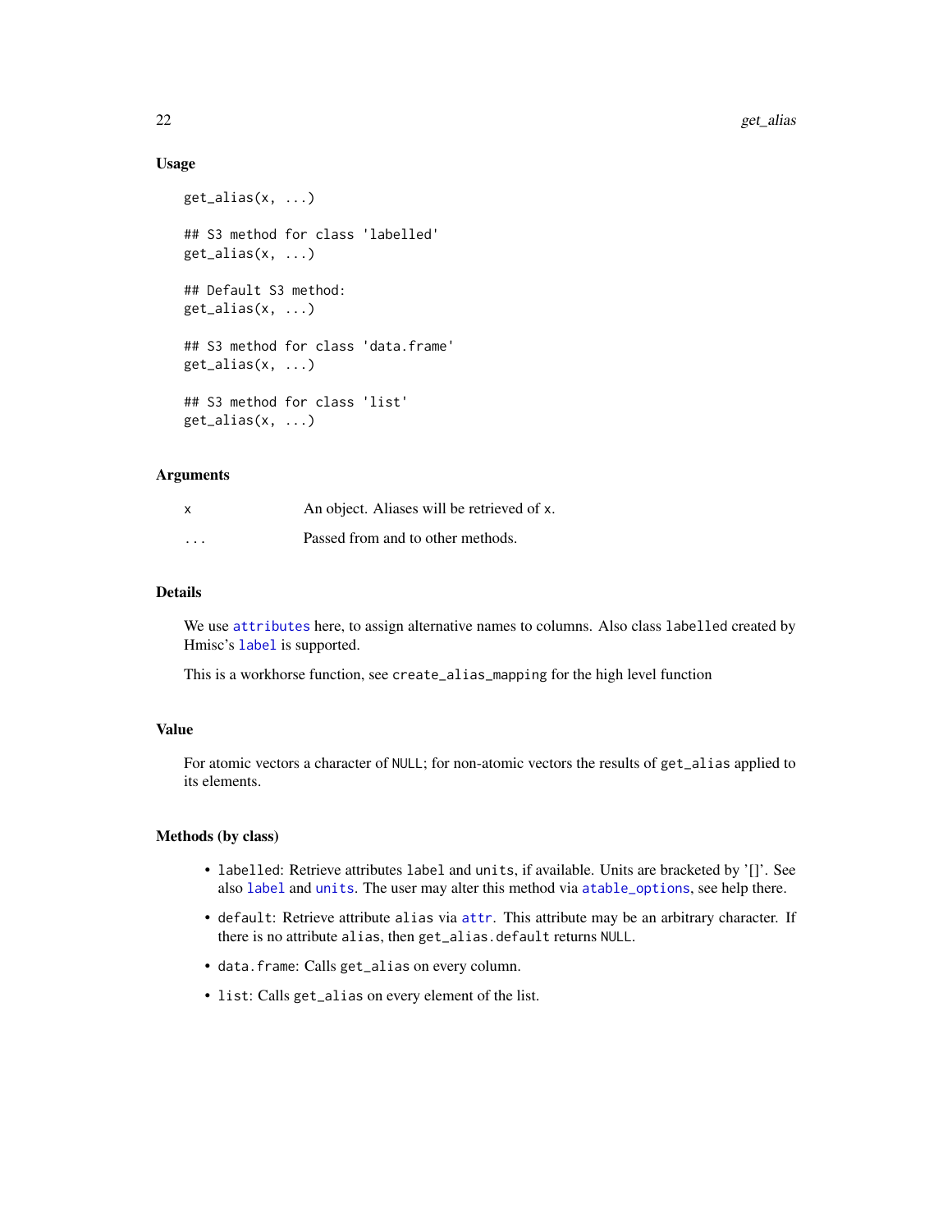### Usage

```
get_alias(x, ...)

## S3 method for class 'labelled'
get_alias(x, ...)

## Default S3 method:
get_alias(x, ...)

## S3 method for class 'data.frame'
get_alias(x, ...)

## S3 method for class 'list'
get_alias(x, ...)
```

### Arguments

| | |
|---|---|
| `x` | An object. Aliases will be retrieved of `x`. |
| `...` | Passed from and to other methods. |

### Details

We use `attributes` here, to assign alternative names to columns. Also class `labelled` created by Hmisc's `label` is supported.

This is a workhorse function, see `create_alias_mapping` for the high level function

### Value

For atomic vectors a character of `NULL`; for non-atomic vectors the results of `get_alias` applied to its elements.

### Methods (by class)

- `labelled`: Retrieve attributes `label` and `units`, if available. Units are bracketed by '[]'. See also `label` and `units`. The user may alter this method via `atable_options`, see help there.
- `default`: Retrieve attribute `alias` via `attr`. This attribute may be an arbitrary character. If there is no attribute `alias`, then `get_alias.default` returns `NULL`.
- `data.frame`: Calls `get_alias` on every column.
- `list`: Calls `get_alias` on every element of the list.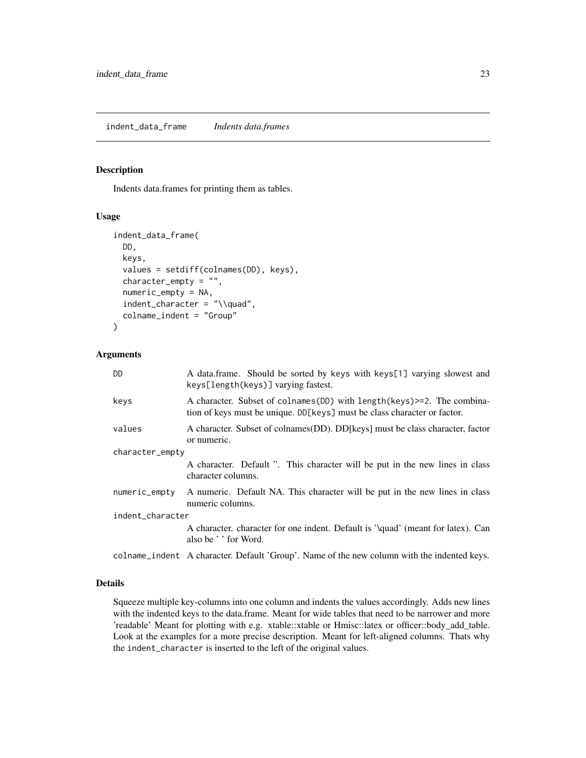## indent_data_frame *Indents data.frames*

### Description

Indents data.frames for printing them as tables.

### Usage

```
indent_data_frame(
  DD,
  keys,
  values = setdiff(colnames(DD), keys),
  character_empty = "",
  numeric_empty = NA,
  indent_character = "\\quad",
  colname_indent = "Group"
)
```

### Arguments

| | |
|---|---|
| `DD` | A data.frame. Should be sorted by keys with `keys[1]` varying slowest and `keys[length(keys)]` varying fastest. |
| `keys` | A character. Subset of `colnames(DD)` with `length(keys)>=2`. The combination of keys must be unique. `DD[keys]` must be class character or factor. |
| `values` | A character. Subset of colnames(DD). DD[keys] must be class character, factor or numeric. |
| `character_empty` | A character. Default ''. This character will be put in the new lines in class character columns. |
| `numeric_empty` | A numeric. Default NA. This character will be put in the new lines in class numeric columns. |
| `indent_character` | A character. character for one indent. Default is '\quad' (meant for latex). Can also be ' ' for Word. |
| `colname_indent` | A character. Default 'Group'. Name of the new column with the indented keys. |

### Details

Squeeze multiple key-columns into one column and indents the values accordingly. Adds new lines with the indented keys to the data.frame. Meant for wide tables that need to be narrower and more 'readable' Meant for plotting with e.g. xtable::xtable or Hmisc::latex or officer::body_add_table. Look at the examples for a more precise description. Meant for left-aligned columns. Thats why the `indent_character` is inserted to the left of the original values.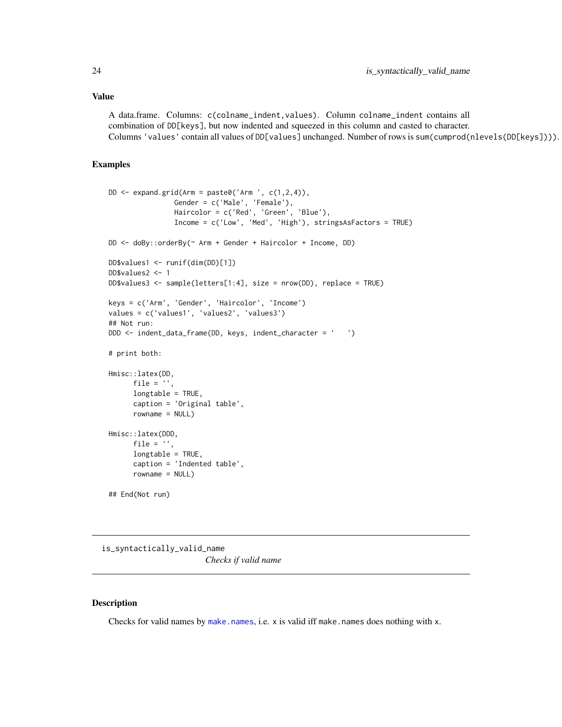## Value

A data.frame. Columns: `c(colname_indent,values)`. Column `colname_indent` contains all combination of `DD[keys]`, but now indented and squeezed in this column and casted to character. Columns `'values'` contain all values of `DD[values]` unchanged. Number of rows is `sum(cumprod(nlevels(DD[keys])))`.

## Examples

```
DD <- expand.grid(Arm = paste0('Arm ', c(1,2,4)),
                Gender = c('Male', 'Female'),
                Haircolor = c('Red', 'Green', 'Blue'),
                Income = c('Low', 'Med', 'High'), stringsAsFactors = TRUE)

DD <- doBy::orderBy(~ Arm + Gender + Haircolor + Income, DD)

DD$values1 <- runif(dim(DD)[1])
DD$values2 <- 1
DD$values3 <- sample(letters[1:4], size = nrow(DD), replace = TRUE)

keys = c('Arm', 'Gender', 'Haircolor', 'Income')
values = c('values1', 'values2', 'values3')
## Not run:
DDD <- indent_data_frame(DD, keys, indent_character = '    ')

# print both:

Hmisc::latex(DD,
      file = '',
      longtable = TRUE,
      caption = 'Original table',
      rowname = NULL)

Hmisc::latex(DDD,
      file = '',
      longtable = TRUE,
      caption = 'Indented table',
      rowname = NULL)

## End(Not run)
```

---

`is_syntactically_valid_name`
*Checks if valid name*

---

## Description

Checks for valid names by `make.names`, i.e. `x` is valid iff `make.names` does nothing with `x`.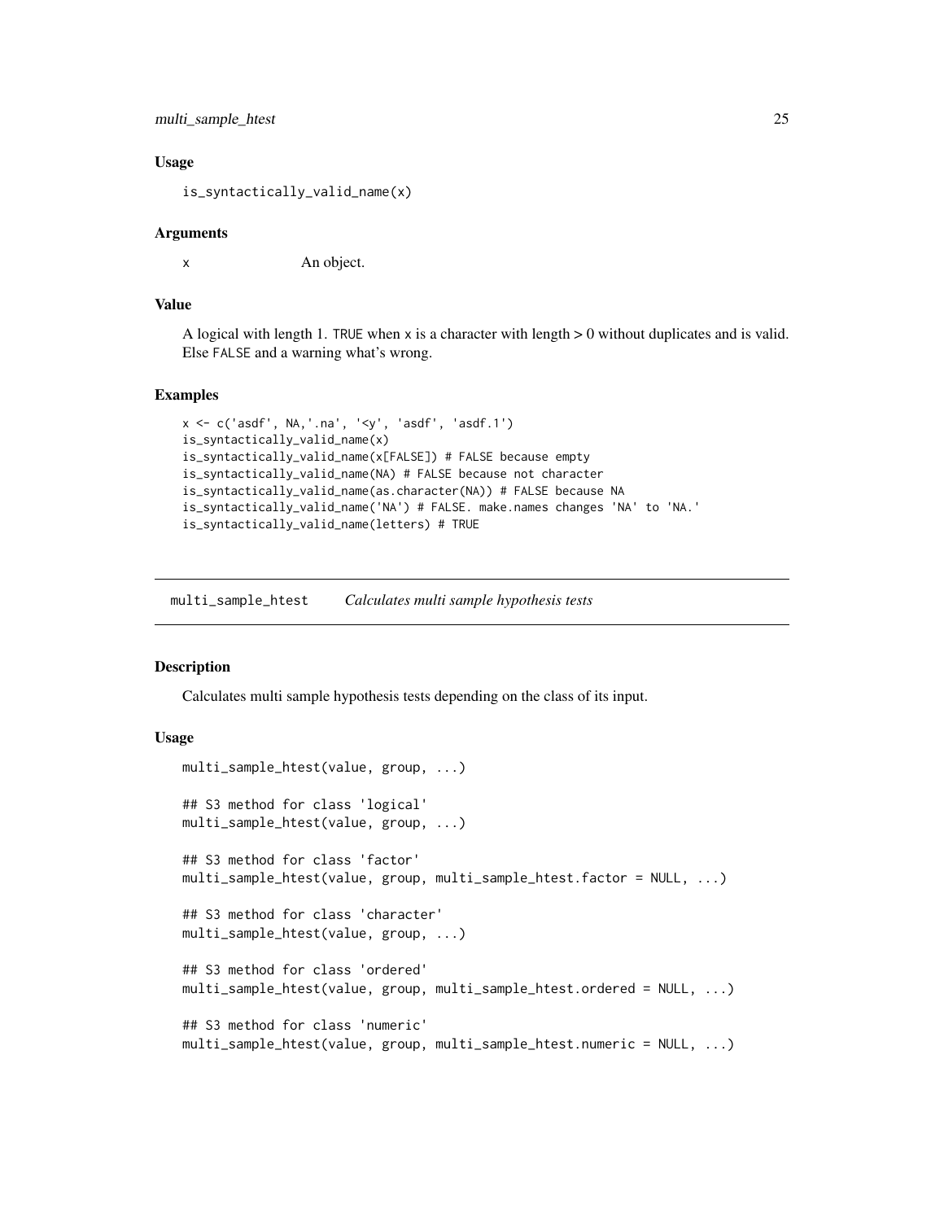### Usage

```
is_syntactically_valid_name(x)
```

### Arguments

x	An object.

### Value

A logical with length 1. TRUE when x is a character with length > 0 without duplicates and is valid. Else FALSE and a warning what's wrong.

### Examples

```
x <- c('asdf', NA,'.na', '<y', 'asdf', 'asdf.1')
is_syntactically_valid_name(x)
is_syntactically_valid_name(x[FALSE]) # FALSE because empty
is_syntactically_valid_name(NA) # FALSE because not character
is_syntactically_valid_name(as.character(NA)) # FALSE because NA
is_syntactically_valid_name('NA') # FALSE. make.names changes 'NA' to 'NA.'
is_syntactically_valid_name(letters) # TRUE
```

---

## multi_sample_htest — *Calculates multi sample hypothesis tests*

### Description

Calculates multi sample hypothesis tests depending on the class of its input.

### Usage

```
multi_sample_htest(value, group, ...)

## S3 method for class 'logical'
multi_sample_htest(value, group, ...)

## S3 method for class 'factor'
multi_sample_htest(value, group, multi_sample_htest.factor = NULL, ...)

## S3 method for class 'character'
multi_sample_htest(value, group, ...)

## S3 method for class 'ordered'
multi_sample_htest(value, group, multi_sample_htest.ordered = NULL, ...)

## S3 method for class 'numeric'
multi_sample_htest(value, group, multi_sample_htest.numeric = NULL, ...)
```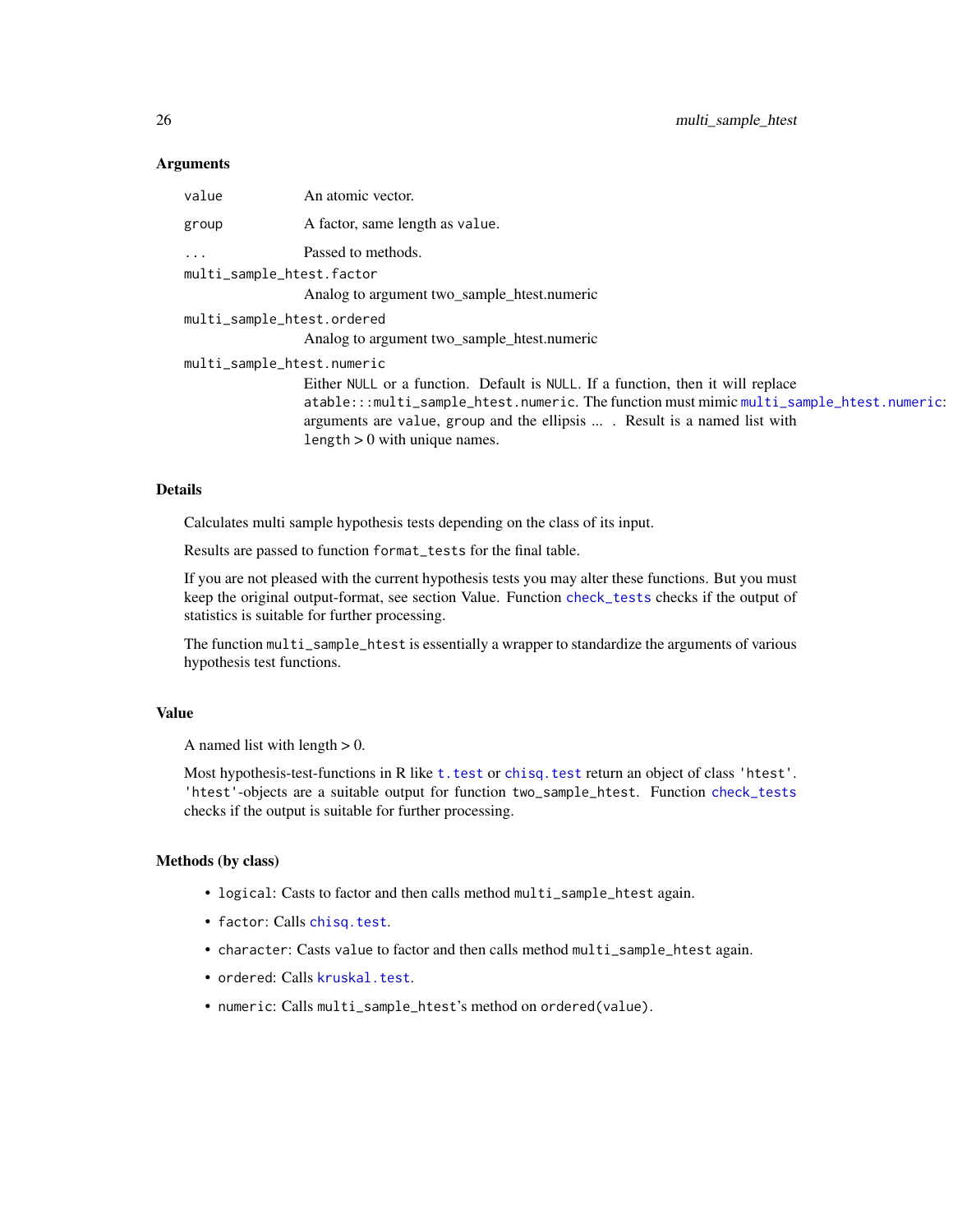### Arguments

| | |
|---|---|
| `value` | An atomic vector. |
| `group` | A factor, same length as `value`. |
| `...` | Passed to methods. |
| `multi_sample_htest.factor` | Analog to argument two_sample_htest.numeric |
| `multi_sample_htest.ordered` | Analog to argument two_sample_htest.numeric |
| `multi_sample_htest.numeric` | Either `NULL` or a function. Default is `NULL`. If a function, then it will replace `atable:::multi_sample_htest.numeric`. The function must mimic `multi_sample_htest.numeric`: arguments are `value`, `group` and the ellipsis ... . Result is a named list with `length` > 0 with unique names. |

### Details

Calculates multi sample hypothesis tests depending on the class of its input.

Results are passed to function `format_tests` for the final table.

If you are not pleased with the current hypothesis tests you may alter these functions. But you must keep the original output-format, see section Value. Function `check_tests` checks if the output of statistics is suitable for further processing.

The function `multi_sample_htest` is essentially a wrapper to standardize the arguments of various hypothesis test functions.

### Value

A named list with length > 0.

Most hypothesis-test-functions in R like `t.test` or `chisq.test` return an object of class `'htest'`. `'htest'`-objects are a suitable output for function `two_sample_htest`. Function `check_tests` checks if the output is suitable for further processing.

### Methods (by class)

- `logical`: Casts to factor and then calls method `multi_sample_htest` again.
- `factor`: Calls `chisq.test`.
- `character`: Casts `value` to factor and then calls method `multi_sample_htest` again.
- `ordered`: Calls `kruskal.test`.
- `numeric`: Calls `multi_sample_htest`'s method on `ordered(value)`.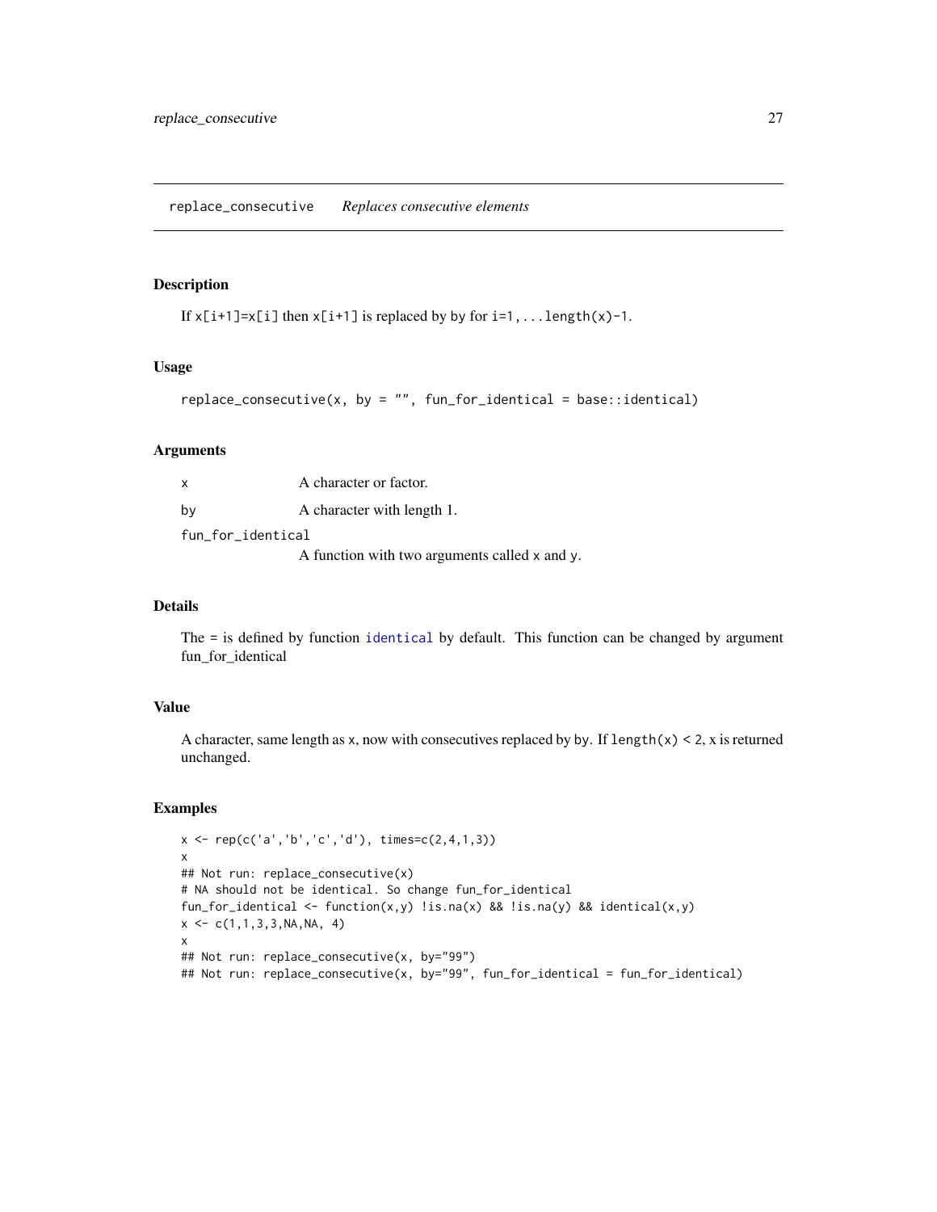## replace_consecutive — *Replaces consecutive elements*

### Description

If `x[i+1]=x[i]` then `x[i+1]` is replaced by `by` for `i=1,...length(x)-1`.

### Usage

```
replace_consecutive(x, by = "", fun_for_identical = base::identical)
```

### Arguments

| | |
|---|---|
| `x` | A character or factor. |
| `by` | A character with length 1. |
| `fun_for_identical` | A function with two arguments called `x` and `y`. |

### Details

The `=` is defined by function `identical` by default. This function can be changed by argument fun_for_identical

### Value

A character, same length as `x`, now with consecutives replaced by `by`. If `length(x) < 2`, `x` is returned unchanged.

### Examples

```
x <- rep(c('a','b','c','d'), times=c(2,4,1,3))
x
## Not run: replace_consecutive(x)
# NA should not be identical. So change fun_for_identical
fun_for_identical <- function(x,y) !is.na(x) && !is.na(y) && identical(x,y)
x <- c(1,1,3,3,NA,NA, 4)
x
## Not run: replace_consecutive(x, by="99")
## Not run: replace_consecutive(x, by="99", fun_for_identical = fun_for_identical)
```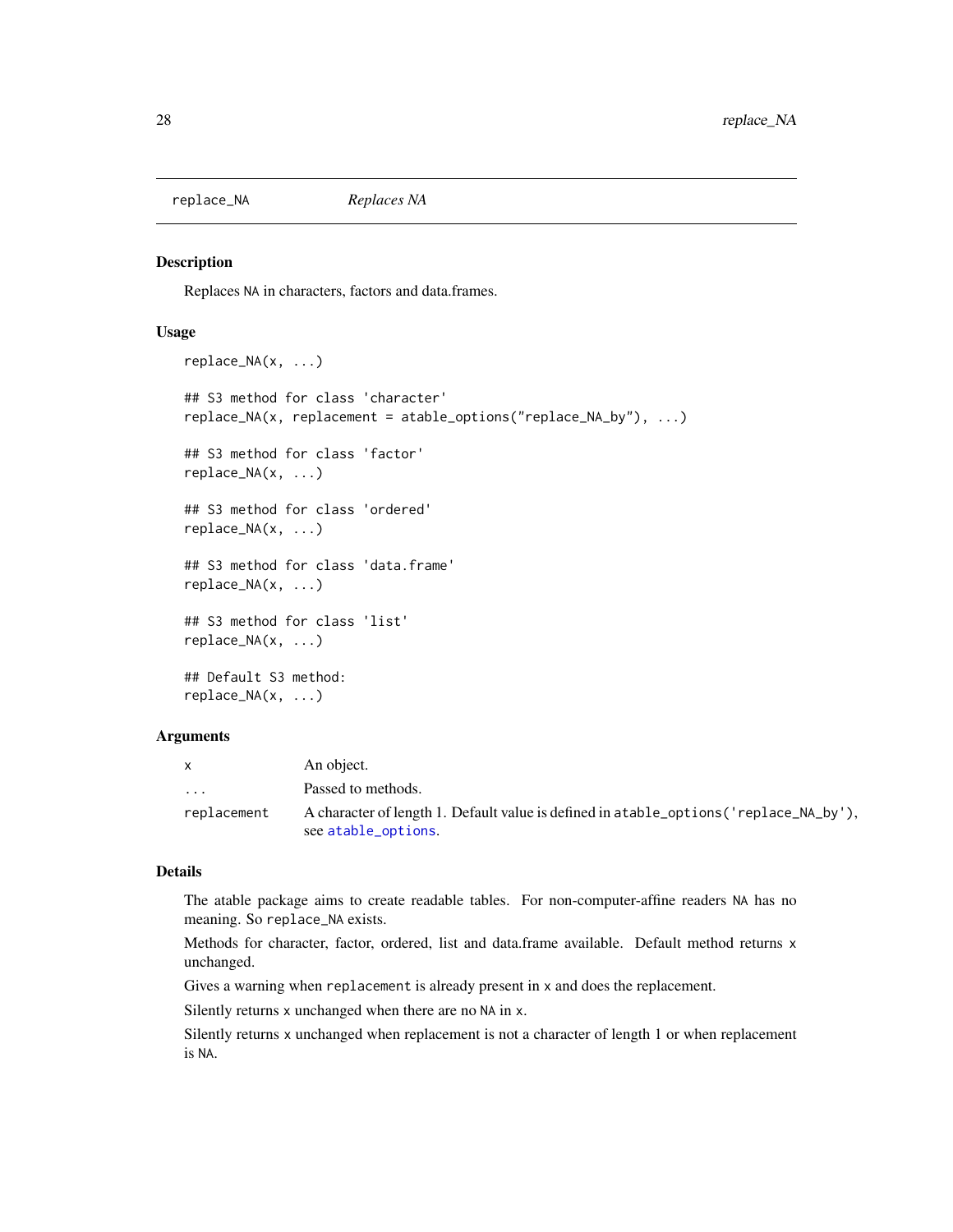## replace_NA — *Replaces NA*

### Description

Replaces NA in characters, factors and data.frames.

### Usage

```
replace_NA(x, ...)

## S3 method for class 'character'
replace_NA(x, replacement = atable_options("replace_NA_by"), ...)

## S3 method for class 'factor'
replace_NA(x, ...)

## S3 method for class 'ordered'
replace_NA(x, ...)

## S3 method for class 'data.frame'
replace_NA(x, ...)

## S3 method for class 'list'
replace_NA(x, ...)

## Default S3 method:
replace_NA(x, ...)
```

### Arguments

| | |
|---|---|
| x | An object. |
| ... | Passed to methods. |
| replacement | A character of length 1. Default value is defined in atable_options('replace_NA_by'), see atable_options. |

### Details

The atable package aims to create readable tables. For non-computer-affine readers NA has no meaning. So replace_NA exists.

Methods for character, factor, ordered, list and data.frame available. Default method returns x unchanged.

Gives a warning when replacement is already present in x and does the replacement.

Silently returns x unchanged when there are no NA in x.

Silently returns x unchanged when replacement is not a character of length 1 or when replacement is NA.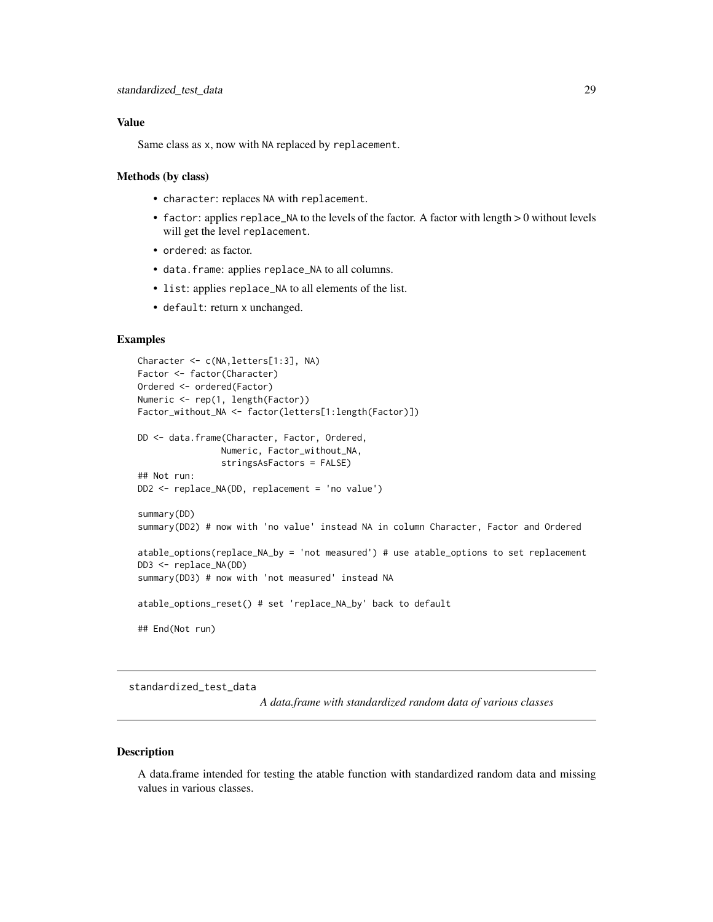### Value

Same class as x, now with NA replaced by replacement.

### Methods (by class)

- character: replaces NA with replacement.
- factor: applies replace_NA to the levels of the factor. A factor with length > 0 without levels will get the level replacement.
- ordered: as factor.
- data.frame: applies replace_NA to all columns.
- list: applies replace_NA to all elements of the list.
- default: return x unchanged.

### Examples

```
Character <- c(NA,letters[1:3], NA)
Factor <- factor(Character)
Ordered <- ordered(Factor)
Numeric <- rep(1, length(Factor))
Factor_without_NA <- factor(letters[1:length(Factor)])

DD <- data.frame(Character, Factor, Ordered,
                 Numeric, Factor_without_NA,
                 stringsAsFactors = FALSE)
## Not run:
DD2 <- replace_NA(DD, replacement = 'no value')

summary(DD)
summary(DD2) # now with 'no value' instead NA in column Character, Factor and Ordered

atable_options(replace_NA_by = 'not measured') # use atable_options to set replacement
DD3 <- replace_NA(DD)
summary(DD3) # now with 'not measured' instead NA

atable_options_reset() # set 'replace_NA_by' back to default

## End(Not run)
```

---

## standardized_test_data

*A data.frame with standardized random data of various classes*

---

### Description

A data.frame intended for testing the atable function with standardized random data and missing values in various classes.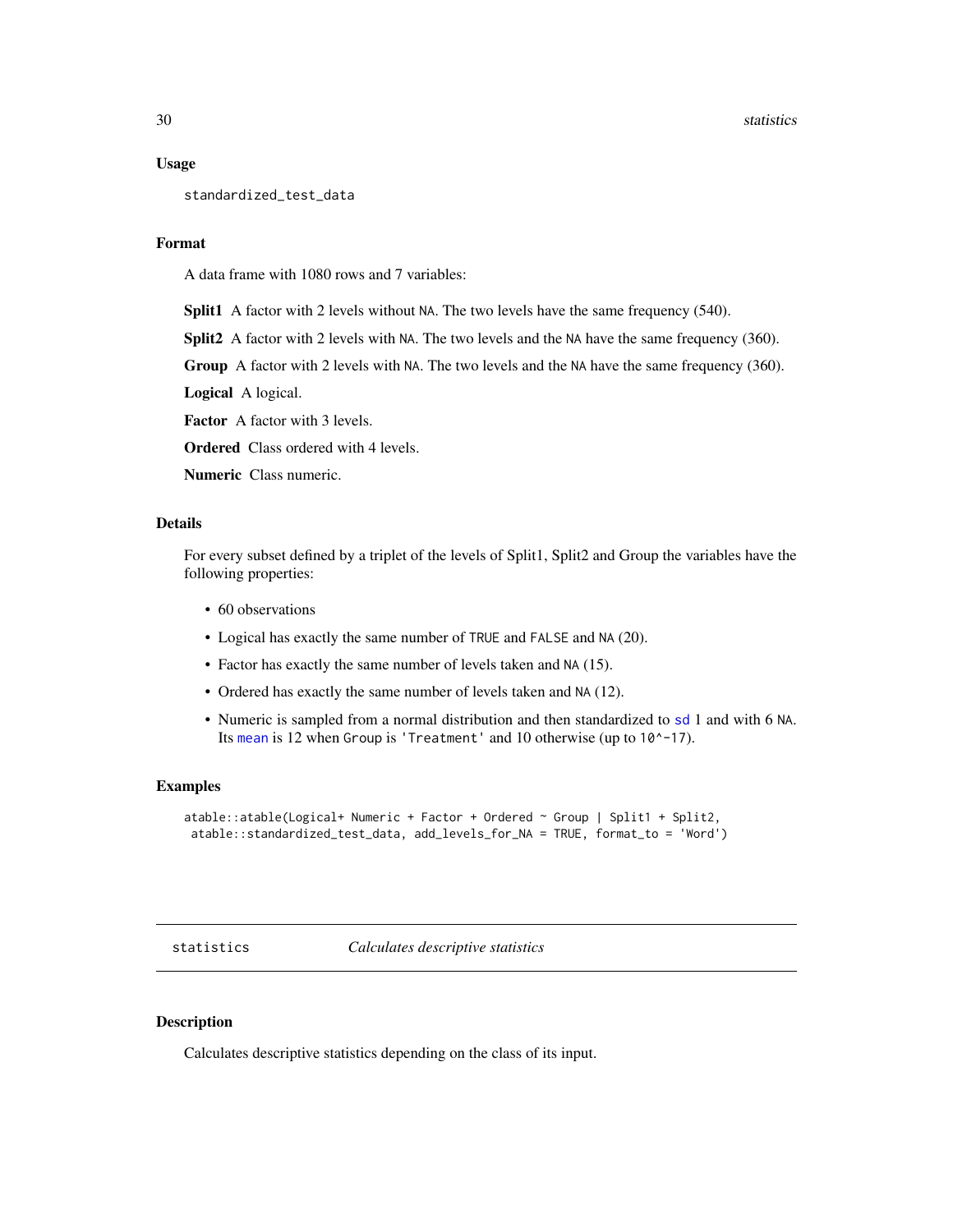### Usage

```
standardized_test_data
```

### Format

A data frame with 1080 rows and 7 variables:

**Split1** A factor with 2 levels without `NA`. The two levels have the same frequency (540).

**Split2** A factor with 2 levels with `NA`. The two levels and the `NA` have the same frequency (360).

**Group** A factor with 2 levels with `NA`. The two levels and the `NA` have the same frequency (360).

**Logical** A logical.

**Factor** A factor with 3 levels.

**Ordered** Class ordered with 4 levels.

**Numeric** Class numeric.

### Details

For every subset defined by a triplet of the levels of Split1, Split2 and Group the variables have the following properties:

- 60 observations
- Logical has exactly the same number of `TRUE` and `FALSE` and `NA` (20).
- Factor has exactly the same number of levels taken and `NA` (15).
- Ordered has exactly the same number of levels taken and `NA` (12).
- Numeric is sampled from a normal distribution and then standardized to `sd` 1 and with 6 `NA`. Its `mean` is 12 when `Group` is `'Treatment'` and 10 otherwise (up to `10^-17`).

### Examples

```
atable::atable(Logical+ Numeric + Factor + Ordered ~ Group | Split1 + Split2,
 atable::standardized_test_data, add_levels_for_NA = TRUE, format_to = 'Word')
```

---

## statistics *Calculates descriptive statistics*

### Description

Calculates descriptive statistics depending on the class of its input.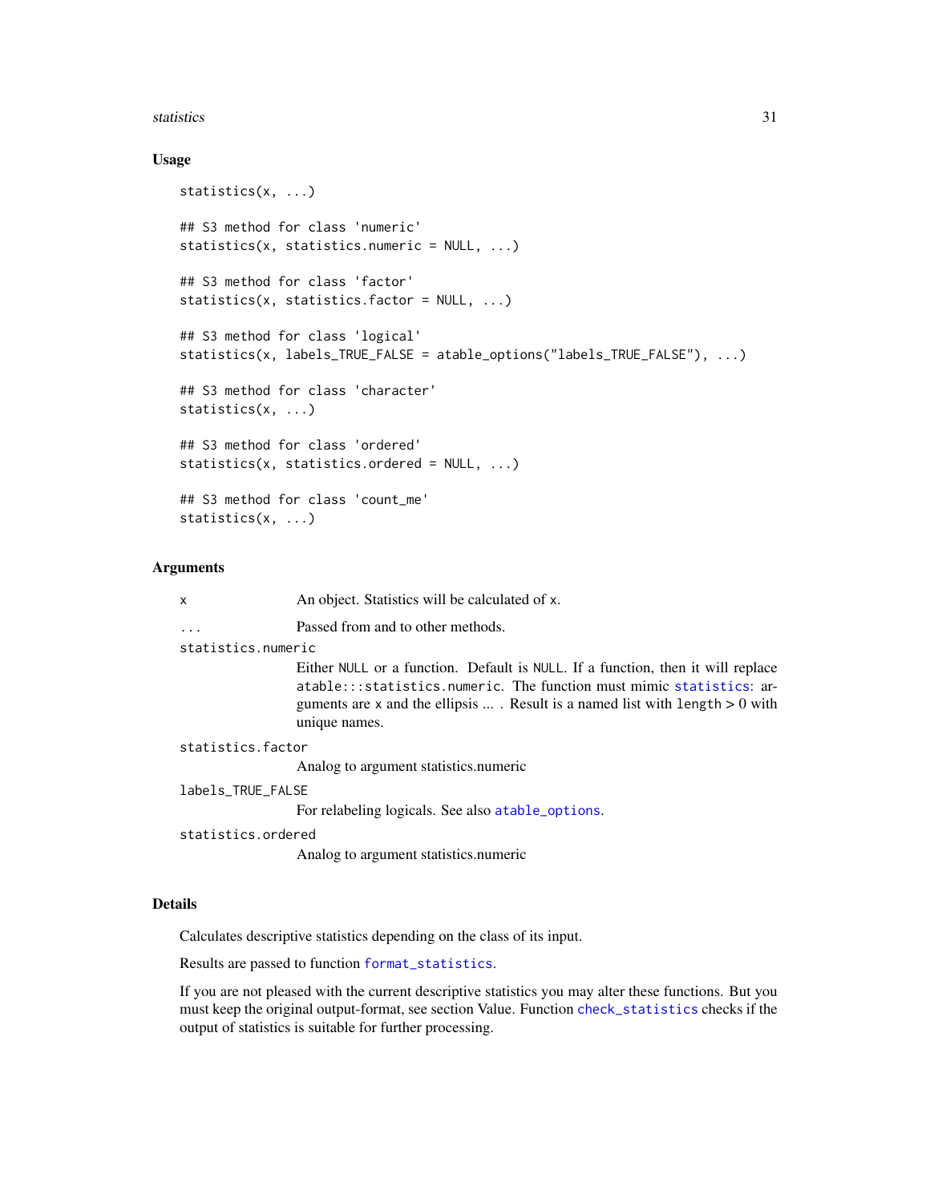### Usage

```
statistics(x, ...)

## S3 method for class 'numeric'
statistics(x, statistics.numeric = NULL, ...)

## S3 method for class 'factor'
statistics(x, statistics.factor = NULL, ...)

## S3 method for class 'logical'
statistics(x, labels_TRUE_FALSE = atable_options("labels_TRUE_FALSE"), ...)

## S3 method for class 'character'
statistics(x, ...)

## S3 method for class 'ordered'
statistics(x, statistics.ordered = NULL, ...)

## S3 method for class 'count_me'
statistics(x, ...)
```

### Arguments

`x` An object. Statistics will be calculated of `x`.

`...` Passed from and to other methods.

`statistics.numeric` Either `NULL` or a function. Default is `NULL`. If a function, then it will replace `atable:::statistics.numeric`. The function must mimic `statistics`: arguments are `x` and the ellipsis ... . Result is a named list with `length` > 0 with unique names.

`statistics.factor` Analog to argument statistics.numeric

`labels_TRUE_FALSE` For relabeling logicals. See also `atable_options`.

`statistics.ordered` Analog to argument statistics.numeric

### Details

Calculates descriptive statistics depending on the class of its input.

Results are passed to function `format_statistics`.

If you are not pleased with the current descriptive statistics you may alter these functions. But you must keep the original output-format, see section Value. Function `check_statistics` checks if the output of statistics is suitable for further processing.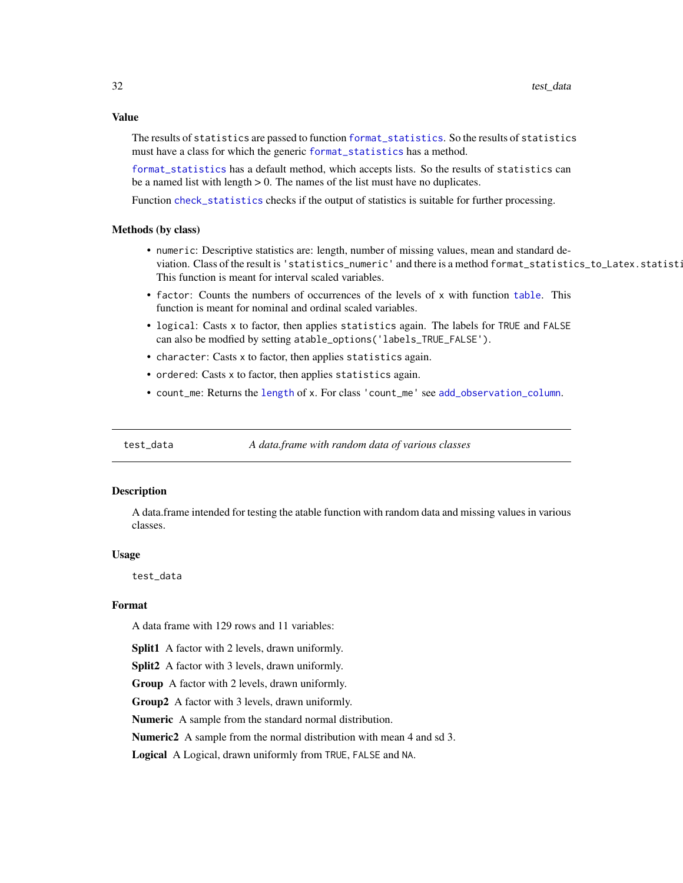### Value

The results of `statistics` are passed to function `format_statistics`. So the results of `statistics` must have a class for which the generic `format_statistics` has a method.

`format_statistics` has a default method, which accepts lists. So the results of `statistics` can be a named list with length > 0. The names of the list must have no duplicates.

Function `check_statistics` checks if the output of statistics is suitable for further processing.

### Methods (by class)

- `numeric`: Descriptive statistics are: length, number of missing values, mean and standard deviation. Class of the result is `'statistics_numeric'` and there is a method `format_statistics_to_Latex.statisti` This function is meant for interval scaled variables.
- `factor`: Counts the numbers of occurrences of the levels of `x` with function `table`. This function is meant for nominal and ordinal scaled variables.
- `logical`: Casts `x` to factor, then applies `statistics` again. The labels for `TRUE` and `FALSE` can also be modfied by setting `atable_options('labels_TRUE_FALSE')`.
- `character`: Casts `x` to factor, then applies `statistics` again.
- `ordered`: Casts `x` to factor, then applies `statistics` again.
- `count_me`: Returns the `length` of `x`. For class `'count_me'` see `add_observation_column`.

---

## test_data — *A data.frame with random data of various classes*

### Description

A data.frame intended for testing the atable function with random data and missing values in various classes.

### Usage

```
test_data
```

### Format

A data frame with 129 rows and 11 variables:

**Split1** A factor with 2 levels, drawn uniformly.

**Split2** A factor with 3 levels, drawn uniformly.

**Group** A factor with 2 levels, drawn uniformly.

**Group2** A factor with 3 levels, drawn uniformly.

**Numeric** A sample from the standard normal distribution.

**Numeric2** A sample from the normal distribution with mean 4 and sd 3.

**Logical** A Logical, drawn uniformly from `TRUE`, `FALSE` and `NA`.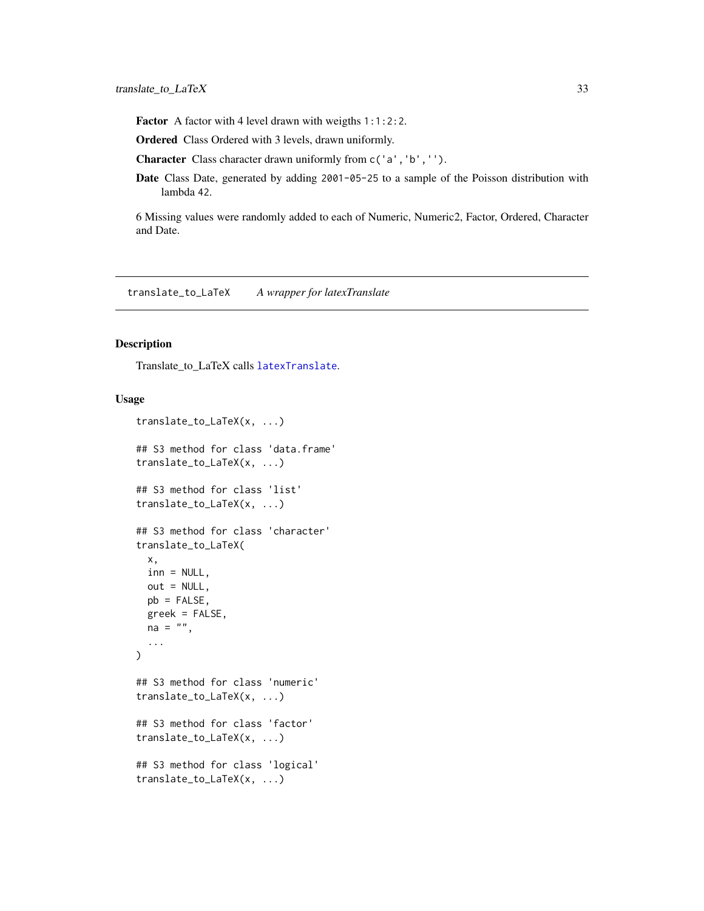**Factor** A factor with 4 level drawn with weigths `1:1:2:2`.

**Ordered** Class Ordered with 3 levels, drawn uniformly.

**Character** Class character drawn uniformly from `c('a','b','')`.

**Date** Class Date, generated by adding `2001-05-25` to a sample of the Poisson distribution with lambda `42`.

6 Missing values were randomly added to each of Numeric, Numeric2, Factor, Ordered, Character and Date.

---

## `translate_to_LaTeX` *A wrapper for latexTranslate*

---

### Description

Translate_to_LaTeX calls `latexTranslate`.

### Usage

```
translate_to_LaTeX(x, ...)

## S3 method for class 'data.frame'
translate_to_LaTeX(x, ...)

## S3 method for class 'list'
translate_to_LaTeX(x, ...)

## S3 method for class 'character'
translate_to_LaTeX(
  x,
  inn = NULL,
  out = NULL,
  pb = FALSE,
  greek = FALSE,
  na = "",
  ...
)

## S3 method for class 'numeric'
translate_to_LaTeX(x, ...)

## S3 method for class 'factor'
translate_to_LaTeX(x, ...)

## S3 method for class 'logical'
translate_to_LaTeX(x, ...)
```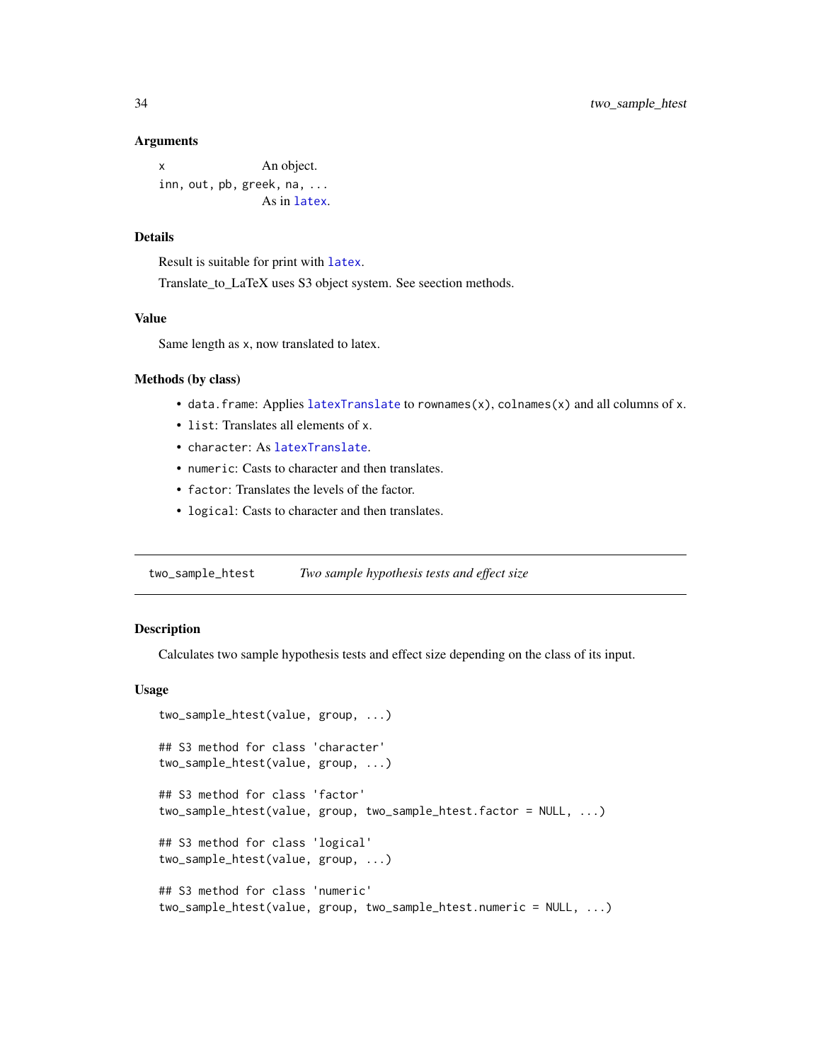### Arguments

`x` An object.

`inn, out, pb, greek, na, ...`
As in `latex`.

### Details

Result is suitable for print with `latex`.

Translate_to_LaTeX uses S3 object system. See seection methods.

### Value

Same length as `x`, now translated to latex.

### Methods (by class)

- `data.frame`: Applies `latexTranslate` to `rownames(x)`, `colnames(x)` and all columns of `x`.
- `list`: Translates all elements of `x`.
- `character`: As `latexTranslate`.
- `numeric`: Casts to character and then translates.
- `factor`: Translates the levels of the factor.
- `logical`: Casts to character and then translates.

---

## two_sample_htest *Two sample hypothesis tests and effect size*

---

### Description

Calculates two sample hypothesis tests and effect size depending on the class of its input.

### Usage

```
two_sample_htest(value, group, ...)

## S3 method for class 'character'
two_sample_htest(value, group, ...)

## S3 method for class 'factor'
two_sample_htest(value, group, two_sample_htest.factor = NULL, ...)

## S3 method for class 'logical'
two_sample_htest(value, group, ...)

## S3 method for class 'numeric'
two_sample_htest(value, group, two_sample_htest.numeric = NULL, ...)
```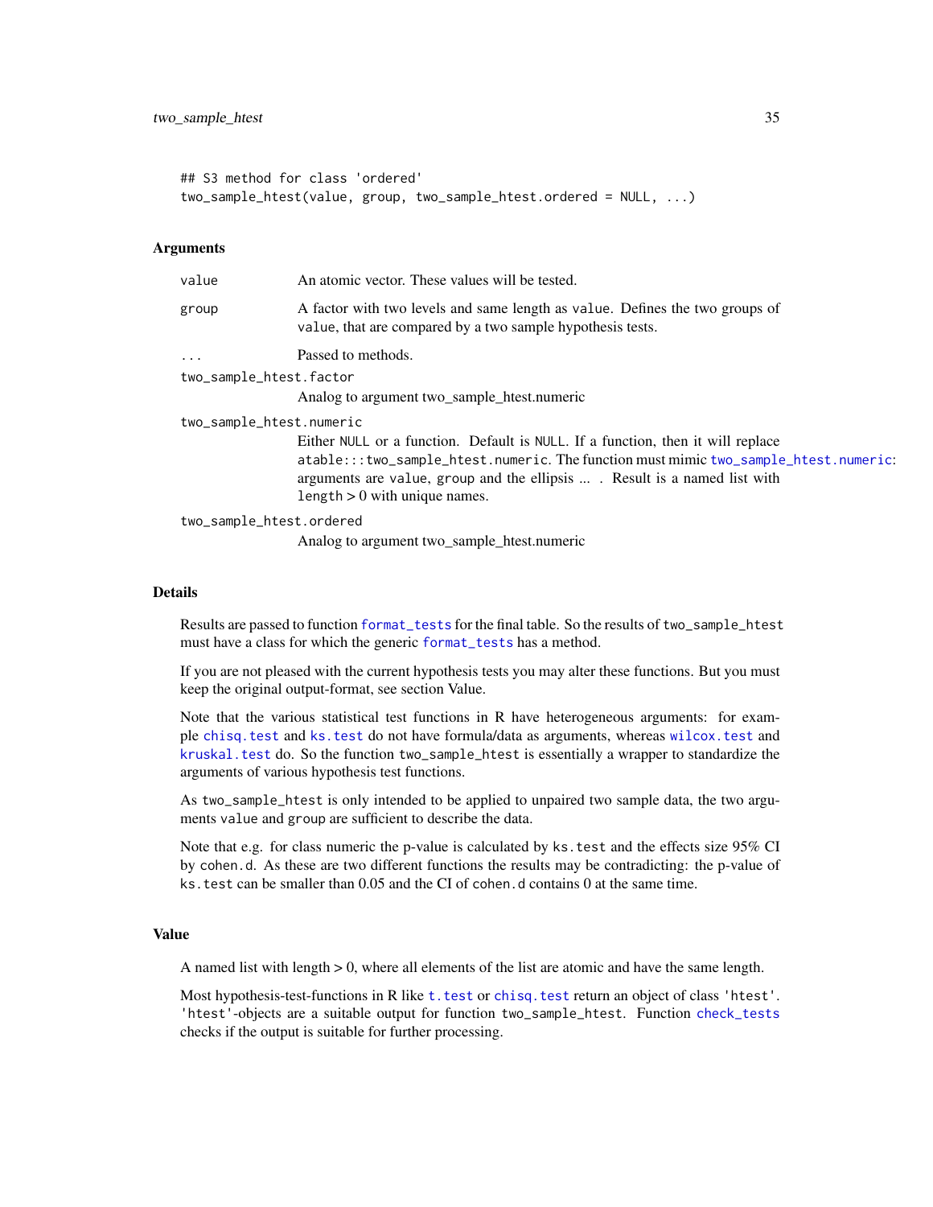```
## S3 method for class 'ordered'
two_sample_htest(value, group, two_sample_htest.ordered = NULL, ...)
```

### Arguments

`value` An atomic vector. These values will be tested.

`group` A factor with two levels and same length as `value`. Defines the two groups of `value`, that are compared by a two sample hypothesis tests.

`...` Passed to methods.

`two_sample_htest.factor`
Analog to argument two_sample_htest.numeric

`two_sample_htest.numeric`
Either `NULL` or a function. Default is `NULL`. If a function, then it will replace `atable:::two_sample_htest.numeric`. The function must mimic `two_sample_htest.numeric`: arguments are `value`, `group` and the ellipsis ... . Result is a named list with `length` > 0 with unique names.

`two_sample_htest.ordered`
Analog to argument two_sample_htest.numeric

### Details

Results are passed to function `format_tests` for the final table. So the results of `two_sample_htest` must have a class for which the generic `format_tests` has a method.

If you are not pleased with the current hypothesis tests you may alter these functions. But you must keep the original output-format, see section Value.

Note that the various statistical test functions in R have heterogeneous arguments: for example `chisq.test` and `ks.test` do not have formula/data as arguments, whereas `wilcox.test` and `kruskal.test` do. So the function `two_sample_htest` is essentially a wrapper to standardize the arguments of various hypothesis test functions.

As `two_sample_htest` is only intended to be applied to unpaired two sample data, the two arguments `value` and `group` are sufficient to describe the data.

Note that e.g. for class numeric the p-value is calculated by `ks.test` and the effects size 95% CI by `cohen.d`. As these are two different functions the results may be contradicting: the p-value of `ks.test` can be smaller than 0.05 and the CI of `cohen.d` contains 0 at the same time.

### Value

A named list with length > 0, where all elements of the list are atomic and have the same length.

Most hypothesis-test-functions in R like `t.test` or `chisq.test` return an object of class `'htest'`. `'htest'`-objects are a suitable output for function `two_sample_htest`. Function `check_tests` checks if the output is suitable for further processing.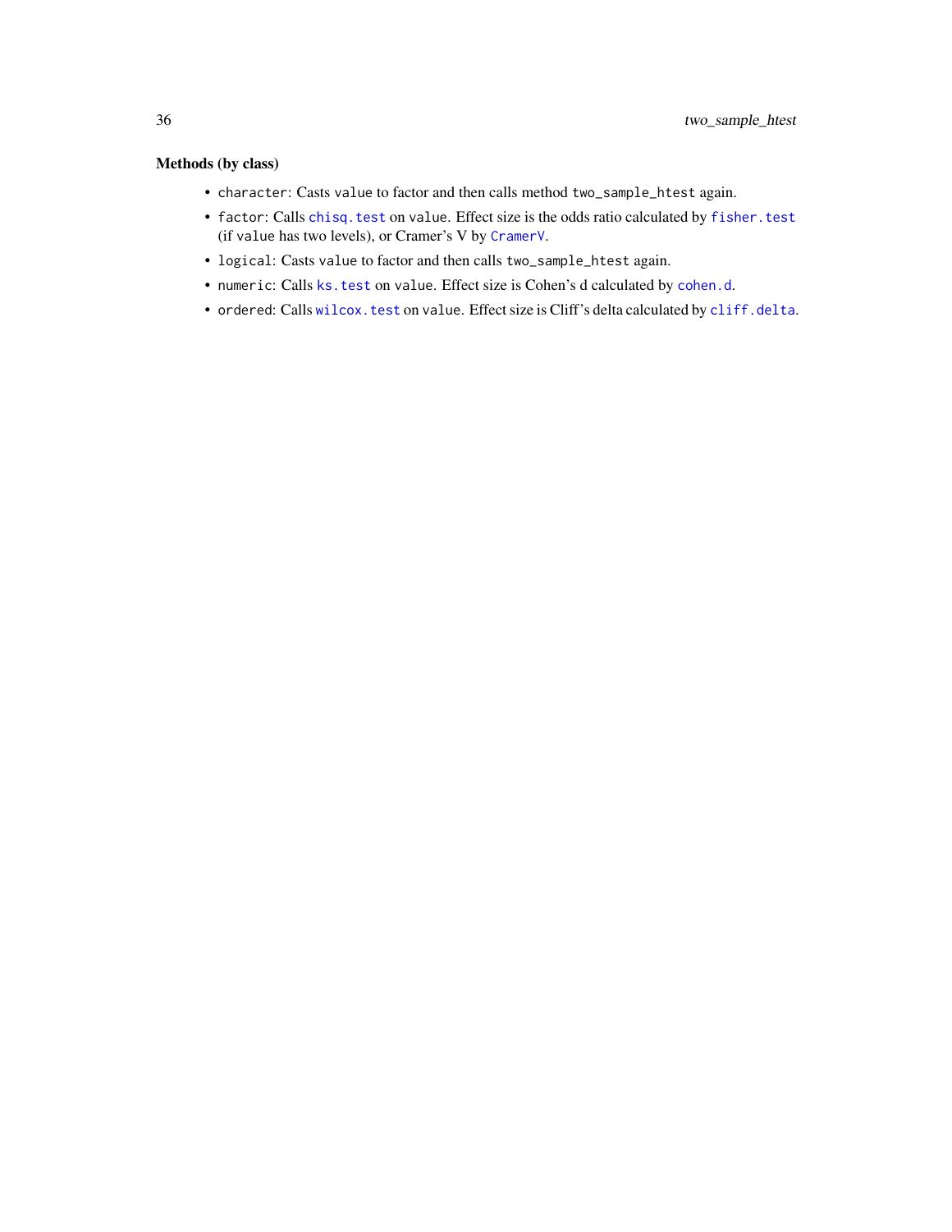### Methods (by class)

- `character`: Casts `value` to factor and then calls method `two_sample_htest` again.
- `factor`: Calls `chisq.test` on `value`. Effect size is the odds ratio calculated by `fisher.test` (if `value` has two levels), or Cramer's V by `CramerV`.
- `logical`: Casts `value` to factor and then calls `two_sample_htest` again.
- `numeric`: Calls `ks.test` on `value`. Effect size is Cohen's d calculated by `cohen.d`.
- `ordered`: Calls `wilcox.test` on `value`. Effect size is Cliff's delta calculated by `cliff.delta`.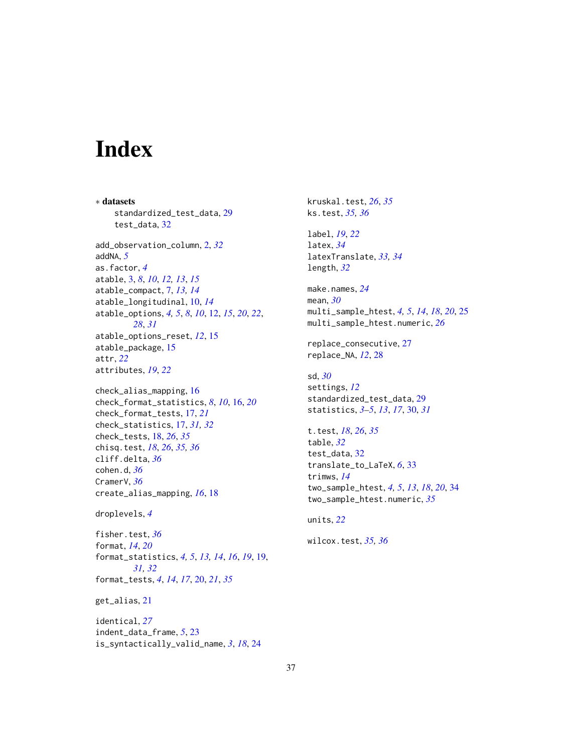# Index

∗ **datasets**

standardized_test_data, 29
test_data, 32

add_observation_column, 2, *32*
addNA, *5*
as.factor, *4*
atable, 3, *8*, *10*, *12*, *13*, *15*
atable_compact, 7, *13*, *14*
atable_longitudinal, 10, *14*
atable_options, *4*, *5*, *8*, *10*, 12, *15*, *20*, *22*, *28*, *31*
atable_options_reset, *12*, 15
atable_package, 15
attr, *22*
attributes, *19*, *22*

check_alias_mapping, 16
check_format_statistics, *8*, *10*, 16, *20*
check_format_tests, 17, *21*
check_statistics, 17, *31*, *32*
check_tests, 18, *26*, *35*
chisq.test, *18*, *26*, *35*, *36*
cliff.delta, *36*
cohen.d, *36*
CramerV, *36*
create_alias_mapping, *16*, 18

droplevels, *4*

fisher.test, *36*
format, *14*, *20*
format_statistics, *4*, *5*, *13*, *14*, *16*, *19*, 19, *31*, *32*
format_tests, *4*, *14*, *17*, 20, *21*, *35*

get_alias, 21

identical, *27*
indent_data_frame, *5*, 23
is_syntactically_valid_name, *3*, *18*, 24

kruskal.test, *26*, *35*
ks.test, *35*, *36*

label, *19*, *22*
latex, *34*
latexTranslate, *33*, *34*
length, *32*

make.names, *24*
mean, *30*
multi_sample_htest, *4*, *5*, *14*, *18*, *20*, 25
multi_sample_htest.numeric, *26*

replace_consecutive, 27
replace_NA, *12*, 28

sd, *30*
settings, *12*
standardized_test_data, 29
statistics, *3–5*, *13*, *17*, 30, *31*

t.test, *18*, *26*, *35*
table, *32*
test_data, 32
translate_to_LaTeX, *6*, 33
trimws, *14*
two_sample_htest, *4*, *5*, *13*, *18*, *20*, 34
two_sample_htest.numeric, *35*

units, *22*

wilcox.test, *35*, *36*